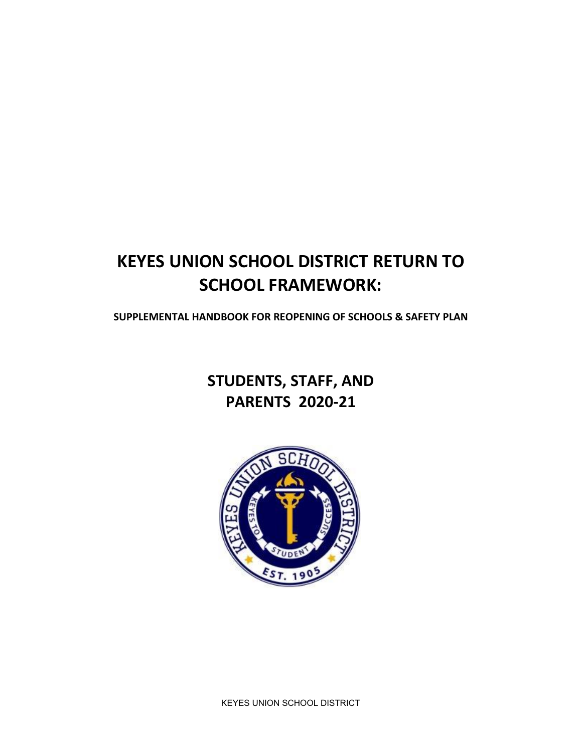# KEYES UNION SCHOOL DISTRICT RETURN TO SCHOOL FRAMEWORK:

**SUPPLEMENTAL HANDBOOK FOR REOPENING OF SCHOOLS & SAFETY PLAN**

## STUDENTS, STAFF, AND PARENTS 2020-21

KEYES UNION SCHOOL DISTRICT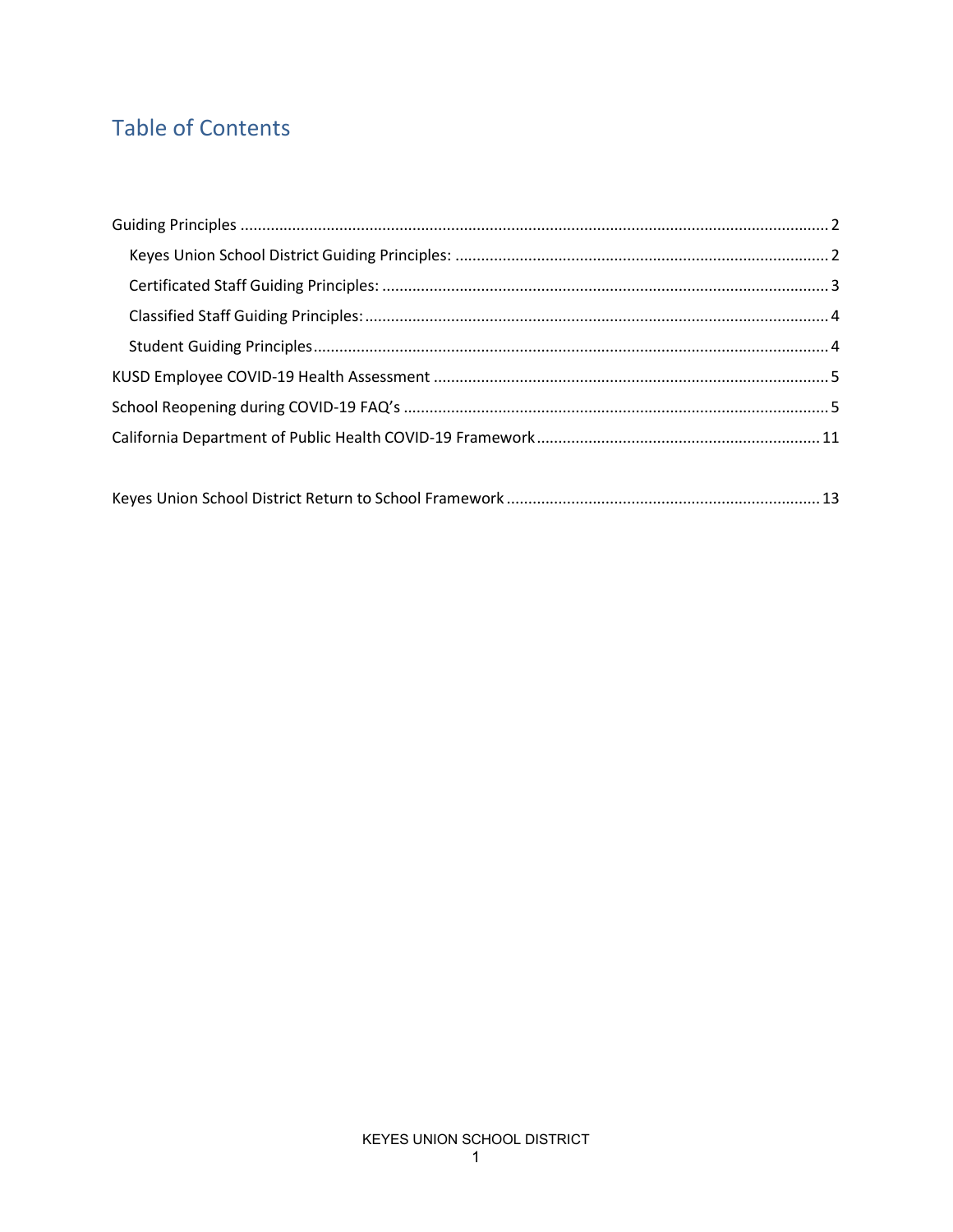# Table of Contents

Guiding Principles ........................................................................................................................... 2

- Keyes Union School District Guiding Principles: ...................................................................... 2
- Certificated Staff Guiding Principles: ....................................................................................... 3
- Classified Staff Guiding Principles: ........................................................................................... 4
- Student Guiding Principles ....................................................................................................... 4

KUSD Employee COVID-19 Health Assessment ........................................................................... 5

School Reopening during COVID-19 FAQ's .................................................................................. 5

California Department of Public Health COVID-19 Framework ................................................. 11

Keyes Union School District Return to School Framework ......................................................... 13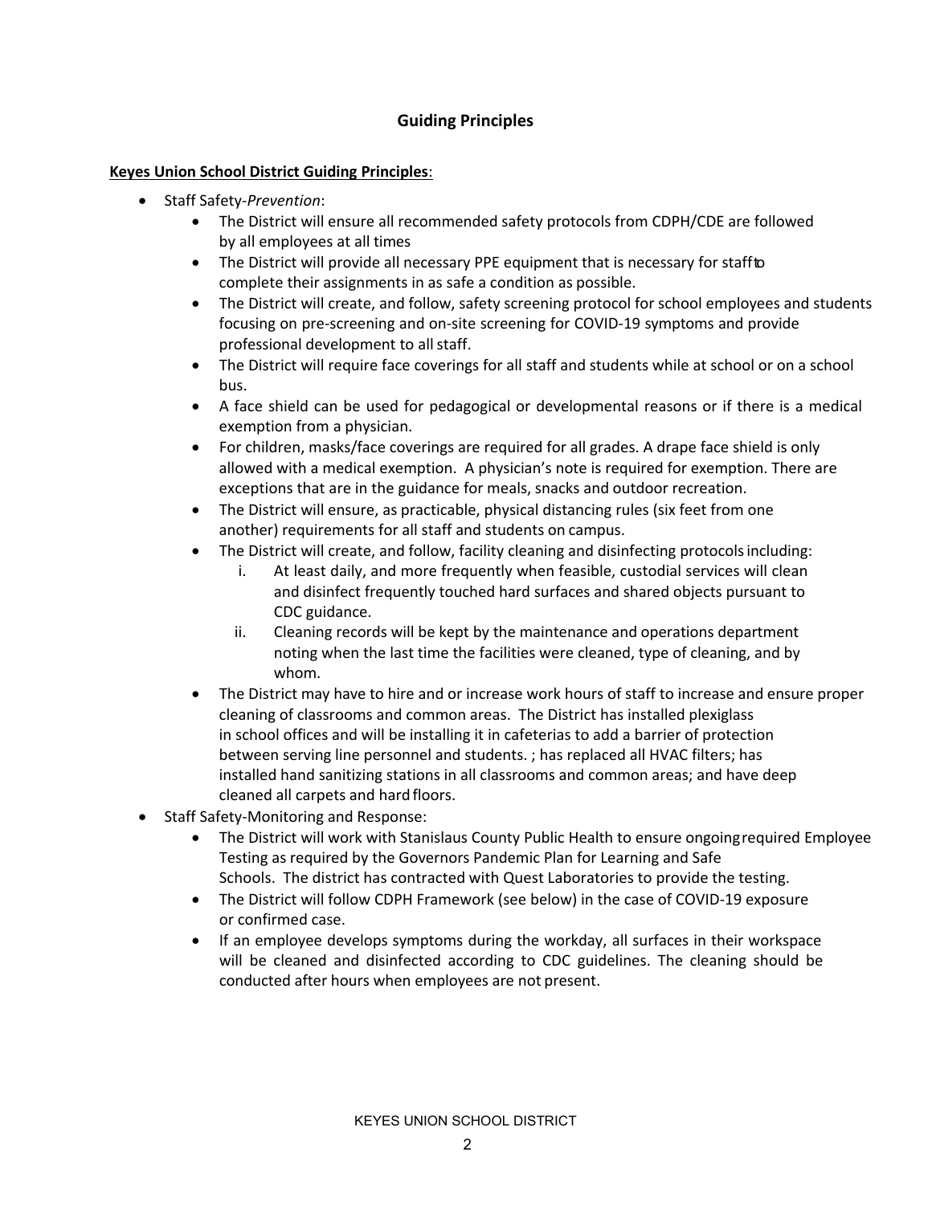## Guiding Principles

**Keyes Union School District Guiding Principles**:

- Staff Safety-*Prevention*:
  - The District will ensure all recommended safety protocols from CDPH/CDE are followed by all employees at all times
  - The District will provide all necessary PPE equipment that is necessary for staff to complete their assignments in as safe a condition as possible.
  - The District will create, and follow, safety screening protocol for school employees and students focusing on pre-screening and on-site screening for COVID-19 symptoms and provide professional development to all staff.
  - The District will require face coverings for all staff and students while at school or on a school bus.
  - A face shield can be used for pedagogical or developmental reasons or if there is a medical exemption from a physician.
  - For children, masks/face coverings are required for all grades. A drape face shield is only allowed with a medical exemption. A physician's note is required for exemption. There are exceptions that are in the guidance for meals, snacks and outdoor recreation.
  - The District will ensure, as practicable, physical distancing rules (six feet from one another) requirements for all staff and students on campus.
  - The District will create, and follow, facility cleaning and disinfecting protocols including:
    i. At least daily, and more frequently when feasible, custodial services will clean and disinfect frequently touched hard surfaces and shared objects pursuant to CDC guidance.
    ii. Cleaning records will be kept by the maintenance and operations department noting when the last time the facilities were cleaned, type of cleaning, and by whom.
  - The District may have to hire and or increase work hours of staff to increase and ensure proper cleaning of classrooms and common areas. The District has installed plexiglass in school offices and will be installing it in cafeterias to add a barrier of protection between serving line personnel and students. ; has replaced all HVAC filters; has installed hand sanitizing stations in all classrooms and common areas; and have deep cleaned all carpets and hard floors.
- Staff Safety-Monitoring and Response:
  - The District will work with Stanislaus County Public Health to ensure ongoing required Employee Testing as required by the Governors Pandemic Plan for Learning and Safe Schools. The district has contracted with Quest Laboratories to provide the testing.
  - The District will follow CDPH Framework (see below) in the case of COVID-19 exposure or confirmed case.
  - If an employee develops symptoms during the workday, all surfaces in their workspace will be cleaned and disinfected according to CDC guidelines. The cleaning should be conducted after hours when employees are not present.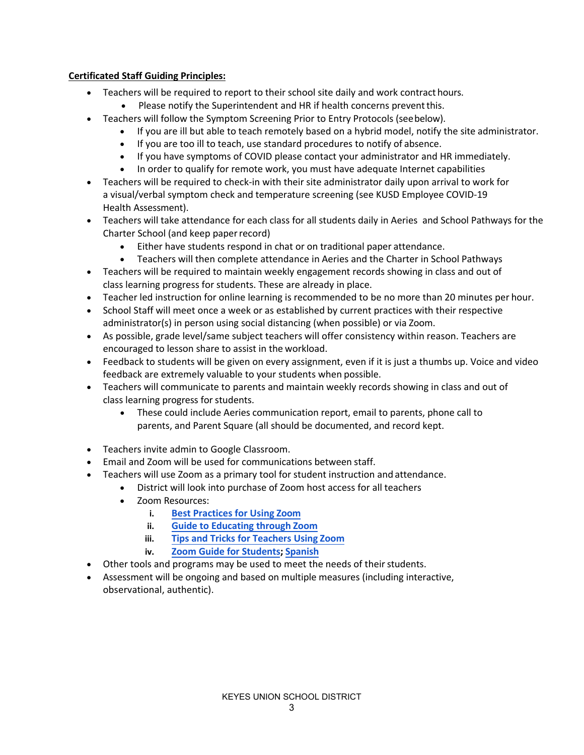**Certificated Staff Guiding Principles:**

- Teachers will be required to report to their school site daily and work contract hours.
  - Please notify the Superintendent and HR if health concerns prevent this.
- Teachers will follow the Symptom Screening Prior to Entry Protocols (see below).
  - If you are ill but able to teach remotely based on a hybrid model, notify the site administrator.
  - If you are too ill to teach, use standard procedures to notify of absence.
  - If you have symptoms of COVID please contact your administrator and HR immediately.
  - In order to qualify for remote work, you must have adequate Internet capabilities
- Teachers will be required to check-in with their site administrator daily upon arrival to work for a visual/verbal symptom check and temperature screening (see KUSD Employee COVID-19 Health Assessment).
- Teachers will take attendance for each class for all students daily in Aeries and School Pathways for the Charter School (and keep paper record)
  - Either have students respond in chat or on traditional paper attendance.
  - Teachers will then complete attendance in Aeries and the Charter in School Pathways
- Teachers will be required to maintain weekly engagement records showing in class and out of class learning progress for students. These are already in place.
- Teacher led instruction for online learning is recommended to be no more than 20 minutes per hour.
- School Staff will meet once a week or as established by current practices with their respective administrator(s) in person using social distancing (when possible) or via Zoom.
- As possible, grade level/same subject teachers will offer consistency within reason. Teachers are encouraged to lesson share to assist in the workload.
- Feedback to students will be given on every assignment, even if it is just a thumbs up. Voice and video feedback are extremely valuable to your students when possible.
- Teachers will communicate to parents and maintain weekly records showing in class and out of class learning progress for students.
  - These could include Aeries communication report, email to parents, phone call to parents, and Parent Square (all should be documented, and record kept.
- Teachers invite admin to Google Classroom.
- Email and Zoom will be used for communications between staff.
- Teachers will use Zoom as a primary tool for student instruction and attendance.
  - District will look into purchase of Zoom host access for all teachers
  - Zoom Resources:
    - i. **Best Practices for Using Zoom**
    - ii. **Guide to Educating through Zoom**
    - iii. **Tips and Tricks for Teachers Using Zoom**
    - iv. **Zoom Guide for Students; Spanish**
- Other tools and programs may be used to meet the needs of their students.
- Assessment will be ongoing and based on multiple measures (including interactive, observational, authentic).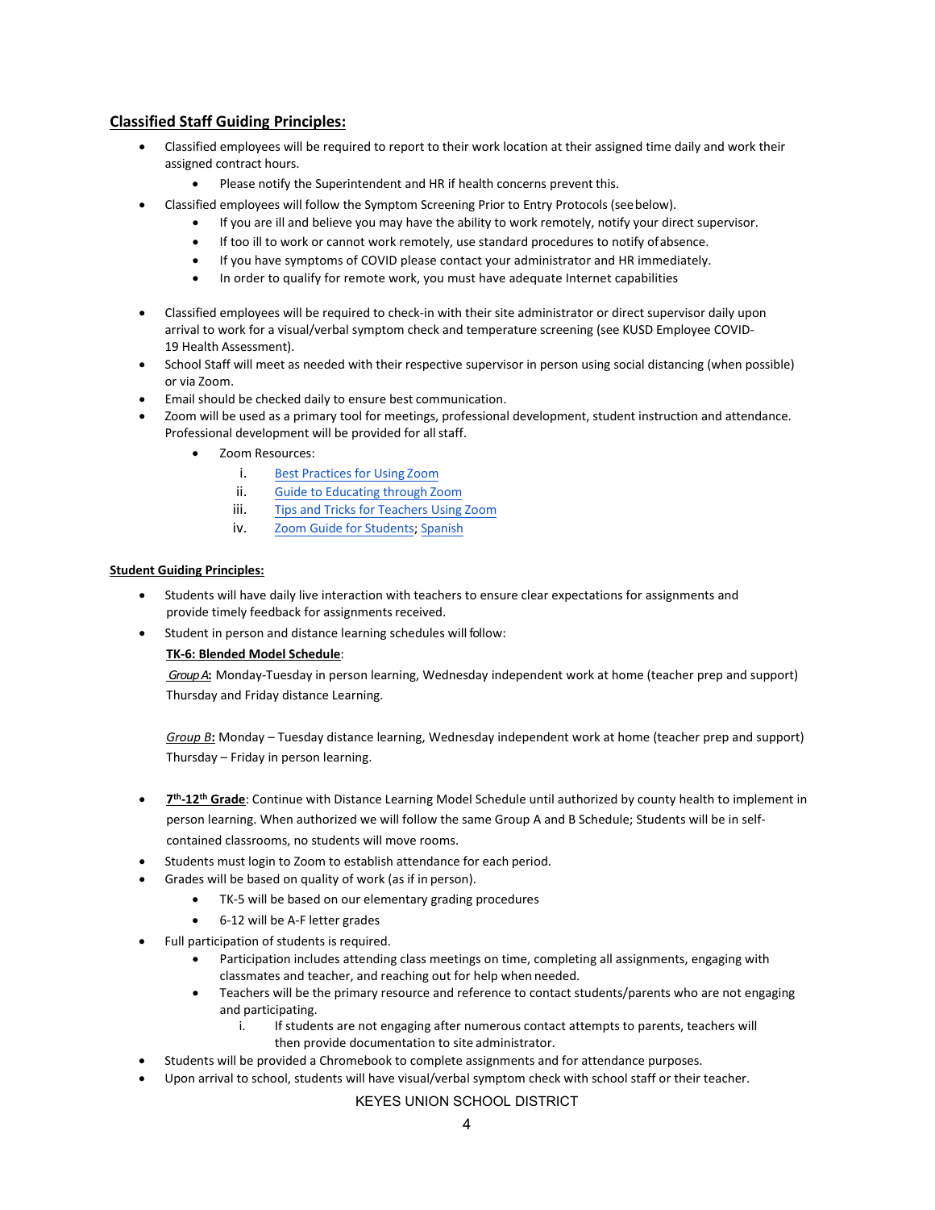## Classified Staff Guiding Principles:

- Classified employees will be required to report to their work location at their assigned time daily and work their assigned contract hours.
  - Please notify the Superintendent and HR if health concerns prevent this.
- Classified employees will follow the Symptom Screening Prior to Entry Protocols (see below).
  - If you are ill and believe you may have the ability to work remotely, notify your direct supervisor.
  - If too ill to work or cannot work remotely, use standard procedures to notify of absence.
  - If you have symptoms of COVID please contact your administrator and HR immediately.
  - In order to qualify for remote work, you must have adequate Internet capabilities

- Classified employees will be required to check-in with their site administrator or direct supervisor daily upon arrival to work for a visual/verbal symptom check and temperature screening (see KUSD Employee COVID-19 Health Assessment).
- School Staff will meet as needed with their respective supervisor in person using social distancing (when possible) or via Zoom.
- Email should be checked daily to ensure best communication.
- Zoom will be used as a primary tool for meetings, professional development, student instruction and attendance. Professional development will be provided for all staff.
  - Zoom Resources:
    i. Best Practices for Using Zoom
    ii. Guide to Educating through Zoom
    iii. Tips and Tricks for Teachers Using Zoom
    iv. Zoom Guide for Students; Spanish

### Student Guiding Principles:

- Students will have daily live interaction with teachers to ensure clear expectations for assignments and provide timely feedback for assignments received.
- Student in person and distance learning schedules will follow:

  **TK-6: Blended Model Schedule**:

  *Group A*: Monday-Tuesday in person learning, Wednesday independent work at home (teacher prep and support) Thursday and Friday distance Learning.

  *Group B*: Monday – Tuesday distance learning, Wednesday independent work at home (teacher prep and support) Thursday – Friday in person learning.

- **7th-12th Grade**: Continue with Distance Learning Model Schedule until authorized by county health to implement in person learning. When authorized we will follow the same Group A and B Schedule; Students will be in self-contained classrooms, no students will move rooms.
- Students must login to Zoom to establish attendance for each period.
- Grades will be based on quality of work (as if in person).
  - TK-5 will be based on our elementary grading procedures
  - 6-12 will be A-F letter grades
- Full participation of students is required.
  - Participation includes attending class meetings on time, completing all assignments, engaging with classmates and teacher, and reaching out for help when needed.
  - Teachers will be the primary resource and reference to contact students/parents who are not engaging and participating.
    i. If students are not engaging after numerous contact attempts to parents, teachers will then provide documentation to site administrator.
- Students will be provided a Chromebook to complete assignments and for attendance purposes.
- Upon arrival to school, students will have visual/verbal symptom check with school staff or their teacher.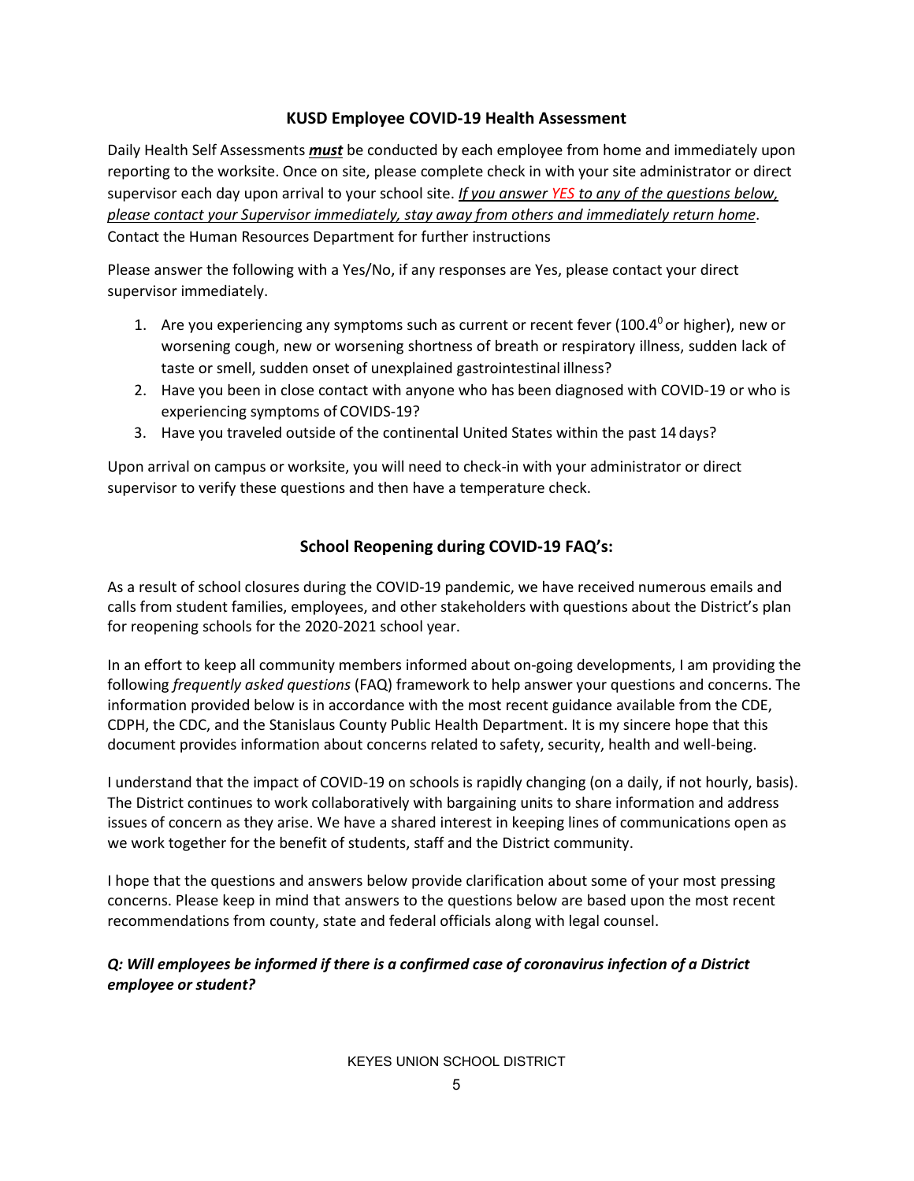## KUSD Employee COVID-19 Health Assessment

Daily Health Self Assessments ***must*** be conducted by each employee from home and immediately upon reporting to the worksite. Once on site, please complete check in with your site administrator or direct supervisor each day upon arrival to your school site. *If you answer YES to any of the questions below, please contact your Supervisor immediately, stay away from others and immediately return home*. Contact the Human Resources Department for further instructions

Please answer the following with a Yes/No, if any responses are Yes, please contact your direct supervisor immediately.

1. Are you experiencing any symptoms such as current or recent fever (100.4$^{0}$ or higher), new or worsening cough, new or worsening shortness of breath or respiratory illness, sudden lack of taste or smell, sudden onset of unexplained gastrointestinal illness?
2. Have you been in close contact with anyone who has been diagnosed with COVID-19 or who is experiencing symptoms of COVIDS-19?
3. Have you traveled outside of the continental United States within the past 14 days?

Upon arrival on campus or worksite, you will need to check-in with your administrator or direct supervisor to verify these questions and then have a temperature check.

## School Reopening during COVID-19 FAQ's:

As a result of school closures during the COVID-19 pandemic, we have received numerous emails and calls from student families, employees, and other stakeholders with questions about the District's plan for reopening schools for the 2020-2021 school year.

In an effort to keep all community members informed about on-going developments, I am providing the following *frequently asked questions* (FAQ) framework to help answer your questions and concerns. The information provided below is in accordance with the most recent guidance available from the CDE, CDPH, the CDC, and the Stanislaus County Public Health Department. It is my sincere hope that this document provides information about concerns related to safety, security, health and well-being.

I understand that the impact of COVID-19 on schools is rapidly changing (on a daily, if not hourly, basis). The District continues to work collaboratively with bargaining units to share information and address issues of concern as they arise. We have a shared interest in keeping lines of communications open as we work together for the benefit of students, staff and the District community.

I hope that the questions and answers below provide clarification about some of your most pressing concerns. Please keep in mind that answers to the questions below are based upon the most recent recommendations from county, state and federal officials along with legal counsel.

***Q: Will employees be informed if there is a confirmed case of coronavirus infection of a District employee or student?***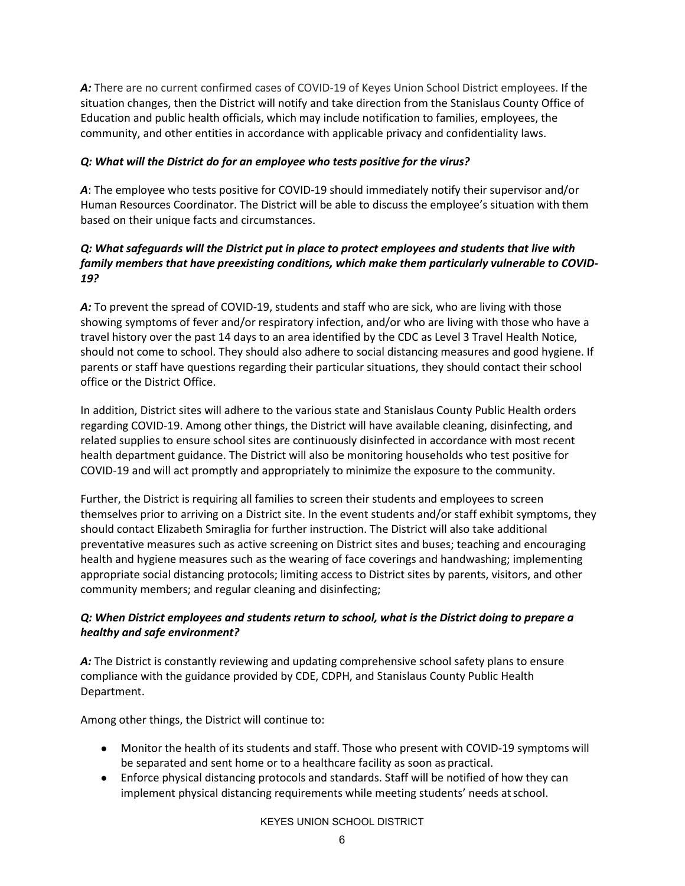***A:*** There are no current confirmed cases of COVID-19 of Keyes Union School District employees. If the situation changes, then the District will notify and take direction from the Stanislaus County Office of Education and public health officials, which may include notification to families, employees, the community, and other entities in accordance with applicable privacy and confidentiality laws.

***Q: What will the District do for an employee who tests positive for the virus?***

***A***: The employee who tests positive for COVID-19 should immediately notify their supervisor and/or Human Resources Coordinator. The District will be able to discuss the employee's situation with them based on their unique facts and circumstances.

***Q: What safeguards will the District put in place to protect employees and students that live with family members that have preexisting conditions, which make them particularly vulnerable to COVID-19?***

***A:*** To prevent the spread of COVID-19, students and staff who are sick, who are living with those showing symptoms of fever and/or respiratory infection, and/or who are living with those who have a travel history over the past 14 days to an area identified by the CDC as Level 3 Travel Health Notice, should not come to school. They should also adhere to social distancing measures and good hygiene. If parents or staff have questions regarding their particular situations, they should contact their school office or the District Office.

In addition, District sites will adhere to the various state and Stanislaus County Public Health orders regarding COVID-19. Among other things, the District will have available cleaning, disinfecting, and related supplies to ensure school sites are continuously disinfected in accordance with most recent health department guidance. The District will also be monitoring households who test positive for COVID-19 and will act promptly and appropriately to minimize the exposure to the community.

Further, the District is requiring all families to screen their students and employees to screen themselves prior to arriving on a District site. In the event students and/or staff exhibit symptoms, they should contact Elizabeth Smiraglia for further instruction. The District will also take additional preventative measures such as active screening on District sites and buses; teaching and encouraging health and hygiene measures such as the wearing of face coverings and handwashing; implementing appropriate social distancing protocols; limiting access to District sites by parents, visitors, and other community members; and regular cleaning and disinfecting;

***Q: When District employees and students return to school, what is the District doing to prepare a healthy and safe environment?***

***A:*** The District is constantly reviewing and updating comprehensive school safety plans to ensure compliance with the guidance provided by CDE, CDPH, and Stanislaus County Public Health Department.

Among other things, the District will continue to:

- Monitor the health of its students and staff. Those who present with COVID-19 symptoms will be separated and sent home or to a healthcare facility as soon as practical.
- Enforce physical distancing protocols and standards. Staff will be notified of how they can implement physical distancing requirements while meeting students' needs at school.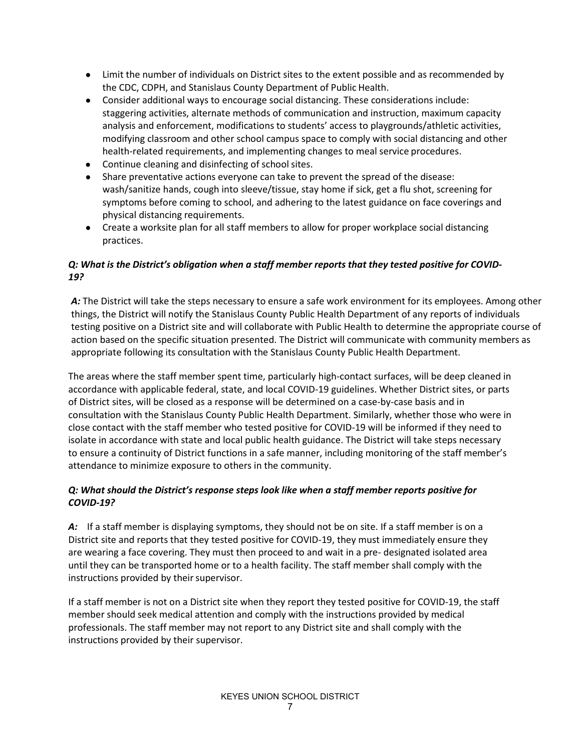- Limit the number of individuals on District sites to the extent possible and as recommended by the CDC, CDPH, and Stanislaus County Department of Public Health.
- Consider additional ways to encourage social distancing. These considerations include: staggering activities, alternate methods of communication and instruction, maximum capacity analysis and enforcement, modifications to students' access to playgrounds/athletic activities, modifying classroom and other school campus space to comply with social distancing and other health-related requirements, and implementing changes to meal service procedures.
- Continue cleaning and disinfecting of school sites.
- Share preventative actions everyone can take to prevent the spread of the disease: wash/sanitize hands, cough into sleeve/tissue, stay home if sick, get a flu shot, screening for symptoms before coming to school, and adhering to the latest guidance on face coverings and physical distancing requirements.
- Create a worksite plan for all staff members to allow for proper workplace social distancing practices.

***Q: What is the District's obligation when a staff member reports that they tested positive for COVID-19?***

***A:*** The District will take the steps necessary to ensure a safe work environment for its employees. Among other things, the District will notify the Stanislaus County Public Health Department of any reports of individuals testing positive on a District site and will collaborate with Public Health to determine the appropriate course of action based on the specific situation presented. The District will communicate with community members as appropriate following its consultation with the Stanislaus County Public Health Department.

The areas where the staff member spent time, particularly high-contact surfaces, will be deep cleaned in accordance with applicable federal, state, and local COVID-19 guidelines. Whether District sites, or parts of District sites, will be closed as a response will be determined on a case-by-case basis and in consultation with the Stanislaus County Public Health Department. Similarly, whether those who were in close contact with the staff member who tested positive for COVID-19 will be informed if they need to isolate in accordance with state and local public health guidance. The District will take steps necessary to ensure a continuity of District functions in a safe manner, including monitoring of the staff member's attendance to minimize exposure to others in the community.

***Q: What should the District's response steps look like when a staff member reports positive for COVID-19?***

***A:*** If a staff member is displaying symptoms, they should not be on site. If a staff member is on a District site and reports that they tested positive for COVID-19, they must immediately ensure they are wearing a face covering. They must then proceed to and wait in a pre- designated isolated area until they can be transported home or to a health facility. The staff member shall comply with the instructions provided by their supervisor.

If a staff member is not on a District site when they report they tested positive for COVID-19, the staff member should seek medical attention and comply with the instructions provided by medical professionals. The staff member may not report to any District site and shall comply with the instructions provided by their supervisor.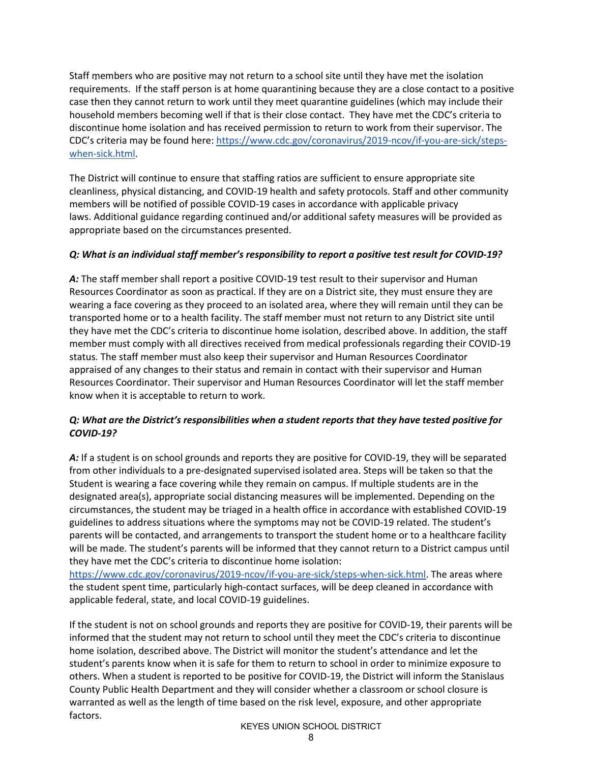Staff members who are positive may not return to a school site until they have met the isolation requirements. If the staff person is at home quarantining because they are a close contact to a positive case then they cannot return to work until they meet quarantine guidelines (which may include their household members becoming well if that is their close contact. They have met the CDC's criteria to discontinue home isolation and has received permission to return to work from their supervisor. The CDC's criteria may be found here: [https://www.cdc.gov/coronavirus/2019-ncov/if-you-are-sick/steps-when-sick.html](https://www.cdc.gov/coronavirus/2019-ncov/if-you-are-sick/steps-when-sick.html).

The District will continue to ensure that staffing ratios are sufficient to ensure appropriate site cleanliness, physical distancing, and COVID-19 health and safety protocols. Staff and other community members will be notified of possible COVID-19 cases in accordance with applicable privacy laws. Additional guidance regarding continued and/or additional safety measures will be provided as appropriate based on the circumstances presented.

***Q: What is an individual staff member's responsibility to report a positive test result for COVID-19?***

***A:*** The staff member shall report a positive COVID-19 test result to their supervisor and Human Resources Coordinator as soon as practical. If they are on a District site, they must ensure they are wearing a face covering as they proceed to an isolated area, where they will remain until they can be transported home or to a health facility. The staff member must not return to any District site until they have met the CDC's criteria to discontinue home isolation, described above. In addition, the staff member must comply with all directives received from medical professionals regarding their COVID-19 status. The staff member must also keep their supervisor and Human Resources Coordinator appraised of any changes to their status and remain in contact with their supervisor and Human Resources Coordinator. Their supervisor and Human Resources Coordinator will let the staff member know when it is acceptable to return to work.

***Q: What are the District's responsibilities when a student reports that they have tested positive for COVID-19?***

***A:*** If a student is on school grounds and reports they are positive for COVID-19, they will be separated from other individuals to a pre-designated supervised isolated area. Steps will be taken so that the Student is wearing a face covering while they remain on campus. If multiple students are in the designated area(s), appropriate social distancing measures will be implemented. Depending on the circumstances, the student may be triaged in a health office in accordance with established COVID-19 guidelines to address situations where the symptoms may not be COVID-19 related. The student's parents will be contacted, and arrangements to transport the student home or to a healthcare facility will be made. The student's parents will be informed that they cannot return to a District campus until they have met the CDC's criteria to discontinue home isolation: [https://www.cdc.gov/coronavirus/2019-ncov/if-you-are-sick/steps-when-sick.html](https://www.cdc.gov/coronavirus/2019-ncov/if-you-are-sick/steps-when-sick.html). The areas where the student spent time, particularly high-contact surfaces, will be deep cleaned in accordance with applicable federal, state, and local COVID-19 guidelines.

If the student is not on school grounds and reports they are positive for COVID-19, their parents will be informed that the student may not return to school until they meet the CDC's criteria to discontinue home isolation, described above. The District will monitor the student's attendance and let the student's parents know when it is safe for them to return to school in order to minimize exposure to others. When a student is reported to be positive for COVID-19, the District will inform the Stanislaus County Public Health Department and they will consider whether a classroom or school closure is warranted as well as the length of time based on the risk level, exposure, and other appropriate factors.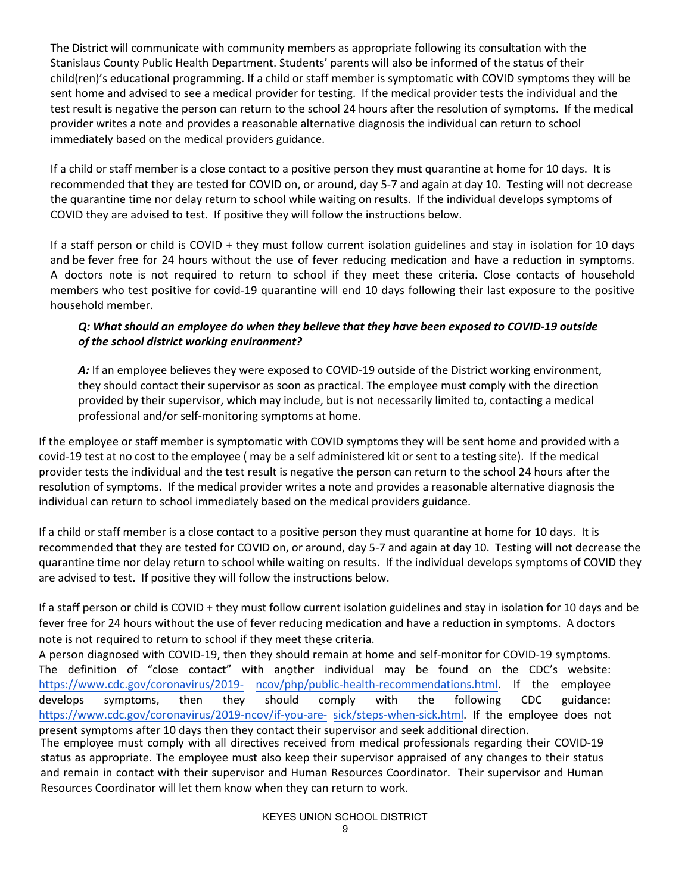The District will communicate with community members as appropriate following its consultation with the Stanislaus County Public Health Department. Students' parents will also be informed of the status of their child(ren)'s educational programming. If a child or staff member is symptomatic with COVID symptoms they will be sent home and advised to see a medical provider for testing. If the medical provider tests the individual and the test result is negative the person can return to the school 24 hours after the resolution of symptoms. If the medical provider writes a note and provides a reasonable alternative diagnosis the individual can return to school immediately based on the medical providers guidance.

If a child or staff member is a close contact to a positive person they must quarantine at home for 10 days. It is recommended that they are tested for COVID on, or around, day 5-7 and again at day 10. Testing will not decrease the quarantine time nor delay return to school while waiting on results. If the individual develops symptoms of COVID they are advised to test. If positive they will follow the instructions below.

If a staff person or child is COVID + they must follow current isolation guidelines and stay in isolation for 10 days and be fever free for 24 hours without the use of fever reducing medication and have a reduction in symptoms. A doctors note is not required to return to school if they meet these criteria. Close contacts of household members who test positive for covid-19 quarantine will end 10 days following their last exposure to the positive household member.

***Q: What should an employee do when they believe that they have been exposed to COVID-19 outside of the school district working environment?***

***A:*** If an employee believes they were exposed to COVID-19 outside of the District working environment, they should contact their supervisor as soon as practical. The employee must comply with the direction provided by their supervisor, which may include, but is not necessarily limited to, contacting a medical professional and/or self-monitoring symptoms at home.

If the employee or staff member is symptomatic with COVID symptoms they will be sent home and provided with a covid-19 test at no cost to the employee ( may be a self administered kit or sent to a testing site). If the medical provider tests the individual and the test result is negative the person can return to the school 24 hours after the resolution of symptoms. If the medical provider writes a note and provides a reasonable alternative diagnosis the individual can return to school immediately based on the medical providers guidance.

If a child or staff member is a close contact to a positive person they must quarantine at home for 10 days. It is recommended that they are tested for COVID on, or around, day 5-7 and again at day 10. Testing will not decrease the quarantine time nor delay return to school while waiting on results. If the individual develops symptoms of COVID they are advised to test. If positive they will follow the instructions below.

If a staff person or child is COVID + they must follow current isolation guidelines and stay in isolation for 10 days and be fever free for 24 hours without the use of fever reducing medication and have a reduction in symptoms. A doctors note is not required to return to school if they meet these criteria.

A person diagnosed with COVID-19, then they should remain at home and self-monitor for COVID-19 symptoms. The definition of "close contact" with another individual may be found on the CDC's website: https://www.cdc.gov/coronavirus/2019-ncov/php/public-health-recommendations.html. If the employee develops symptoms, then they should comply with the following CDC guidance: https://www.cdc.gov/coronavirus/2019-ncov/if-you-are-sick/steps-when-sick.html. If the employee does not present symptoms after 10 days then they contact their supervisor and seek additional direction.

The employee must comply with all directives received from medical professionals regarding their COVID-19 status as appropriate. The employee must also keep their supervisor appraised of any changes to their status and remain in contact with their supervisor and Human Resources Coordinator. Their supervisor and Human Resources Coordinator will let them know when they can return to work.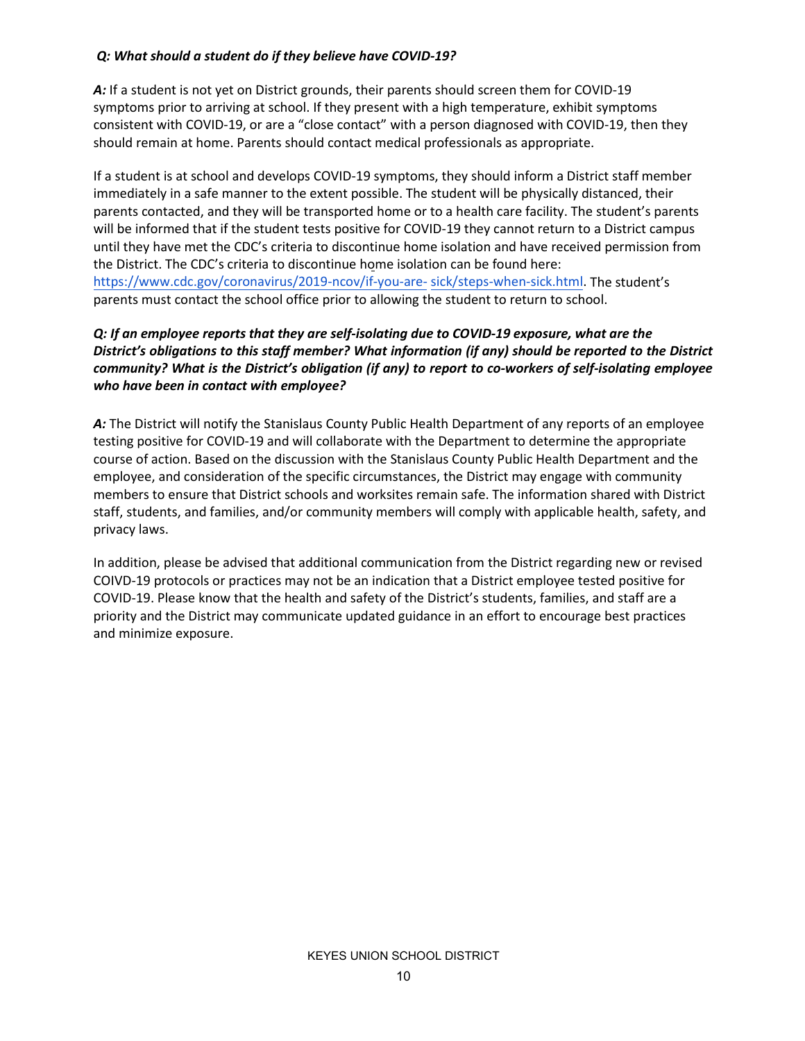*Q: What should a student do if they believe have COVID-19?*

***A:*** If a student is not yet on District grounds, their parents should screen them for COVID-19 symptoms prior to arriving at school. If they present with a high temperature, exhibit symptoms consistent with COVID-19, or are a "close contact" with a person diagnosed with COVID-19, then they should remain at home. Parents should contact medical professionals as appropriate.

If a student is at school and develops COVID-19 symptoms, they should inform a District staff member immediately in a safe manner to the extent possible. The student will be physically distanced, their parents contacted, and they will be transported home or to a health care facility. The student's parents will be informed that if the student tests positive for COVID-19 they cannot return to a District campus until they have met the CDC's criteria to discontinue home isolation and have received permission from the District. The CDC's criteria to discontinue home isolation can be found here: https://www.cdc.gov/coronavirus/2019-ncov/if-you-are- sick/steps-when-sick.html. The student's parents must contact the school office prior to allowing the student to return to school.

***Q: If an employee reports that they are self-isolating due to COVID-19 exposure, what are the District's obligations to this staff member? What information (if any) should be reported to the District community? What is the District's obligation (if any) to report to co-workers of self-isolating employee who have been in contact with employee?***

***A:*** The District will notify the Stanislaus County Public Health Department of any reports of an employee testing positive for COVID-19 and will collaborate with the Department to determine the appropriate course of action. Based on the discussion with the Stanislaus County Public Health Department and the employee, and consideration of the specific circumstances, the District may engage with community members to ensure that District schools and worksites remain safe. The information shared with District staff, students, and families, and/or community members will comply with applicable health, safety, and privacy laws.

In addition, please be advised that additional communication from the District regarding new or revised COIVD-19 protocols or practices may not be an indication that a District employee tested positive for COVID-19. Please know that the health and safety of the District's students, families, and staff are a priority and the District may communicate updated guidance in an effort to encourage best practices and minimize exposure.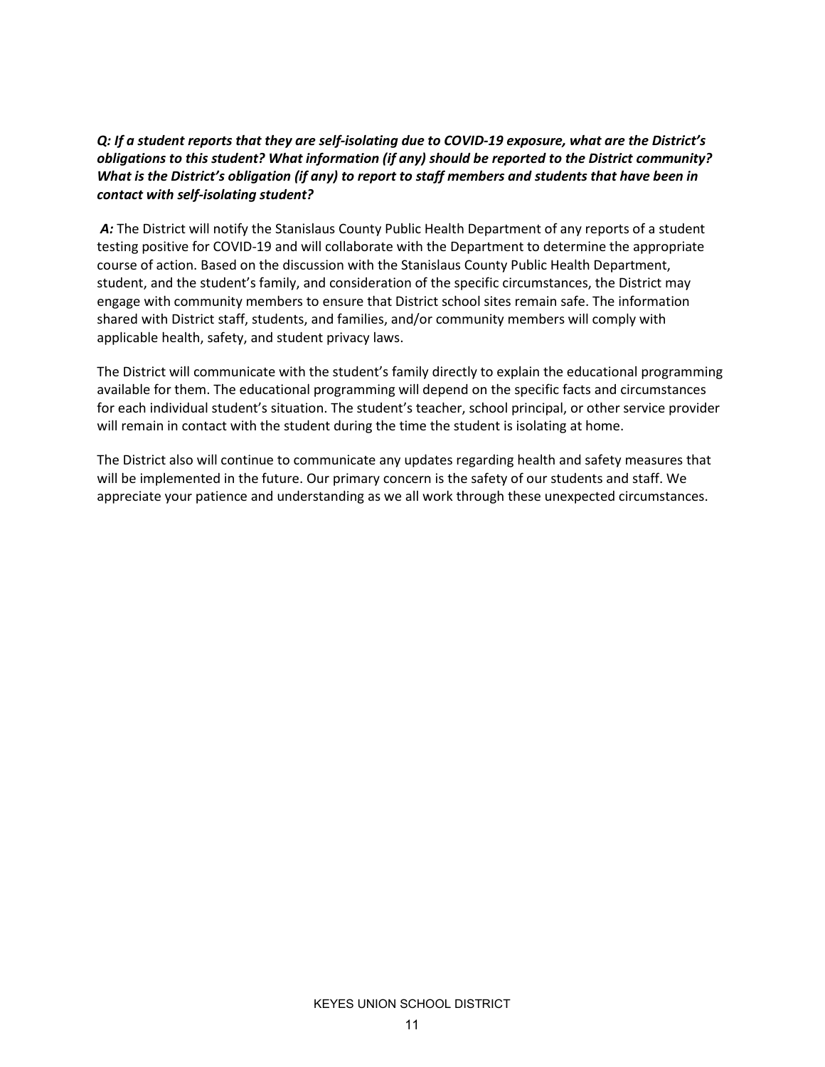***Q: If a student reports that they are self-isolating due to COVID-19 exposure, what are the District's obligations to this student? What information (if any) should be reported to the District community? What is the District's obligation (if any) to report to staff members and students that have been in contact with self-isolating student?***

***A:*** The District will notify the Stanislaus County Public Health Department of any reports of a student testing positive for COVID-19 and will collaborate with the Department to determine the appropriate course of action. Based on the discussion with the Stanislaus County Public Health Department, student, and the student's family, and consideration of the specific circumstances, the District may engage with community members to ensure that District school sites remain safe. The information shared with District staff, students, and families, and/or community members will comply with applicable health, safety, and student privacy laws.

The District will communicate with the student's family directly to explain the educational programming available for them. The educational programming will depend on the specific facts and circumstances for each individual student's situation. The student's teacher, school principal, or other service provider will remain in contact with the student during the time the student is isolating at home.

The District also will continue to communicate any updates regarding health and safety measures that will be implemented in the future. Our primary concern is the safety of our students and staff. We appreciate your patience and understanding as we all work through these unexpected circumstances.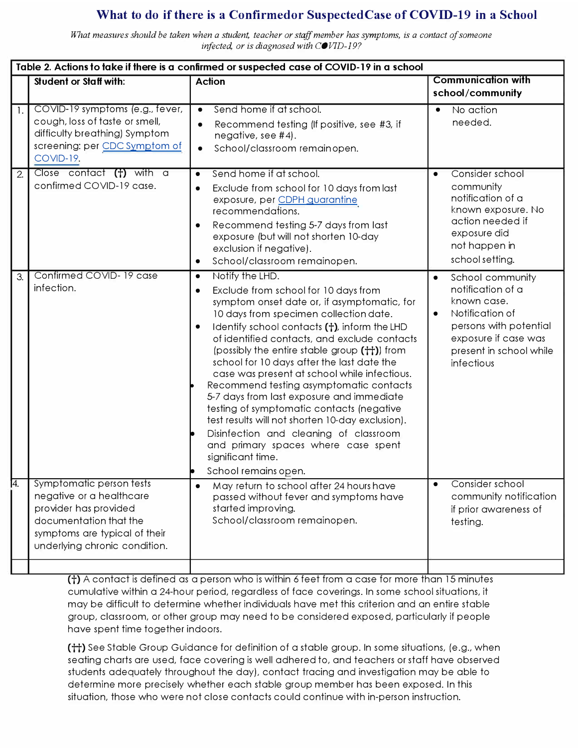# What to do if there is a Confirmedor SuspectedCase of COVID-19 in a School

*What measures should be taken when a student, teacher or staff member has symptoms, is a contact of someone infected, or is diagnosed with COVID-19?*

**Table 2. Actions to take if there is a confirmed or suspected case of COVID-19 in a school**

| | Student or Staff with: | Action | Communication with school/community |
|---|---|---|---|
| 1. | COVID-19 symptoms (e.g., fever, cough, loss of taste or smell, difficulty breathing) Symptom screening: per CDC Symptom of COVID-19. | • Send home if at school.<br>• Recommend testing (If positive, see #3, if negative, see #4).<br>• School/classroom remain open. | • No action needed. |
| 2. | Close contact (†) with a confirmed COVID-19 case. | • Send home if at school.<br>• Exclude from school for 10 days from last exposure, per CDPH quarantine recommendations.<br>• Recommend testing 5-7 days from last exposure (but will not shorten 10-day exclusion if negative).<br>• School/classroom remain open. | • Consider school community notification of a known exposure. No action needed if exposure did not happen in school setting. |
| 3. | Confirmed COVID- 19 case infection. | • Notify the LHD.<br>• Exclude from school for 10 days from symptom onset date or, if asymptomatic, for 10 days from specimen collection date.<br>• Identify school contacts (†), inform the LHD of identified contacts, and exclude contacts (possibly the entire stable group (††)) from school for 10 days after the last date the case was present at school while infectious.<br>• Recommend testing asymptomatic contacts 5-7 days from last exposure and immediate testing of symptomatic contacts (negative test results will not shorten 10-day exclusion).<br>• Disinfection and cleaning of classroom and primary spaces where case spent significant time.<br>• School remains open. | • School community notification of a known case.<br>• Notification of persons with potential exposure if case was present in school while infectious |
| 4. | Symptomatic person tests negative or a healthcare provider has provided documentation that the symptoms are typical of their underlying chronic condition. | • May return to school after 24 hours have passed without fever and symptoms have started improving.<br>School/classroom remain open. | • Consider school community notification if prior awareness of testing. |

**(†)** A contact is defined as a person who is within 6 feet from a case for more than 15 minutes cumulative within a 24-hour period, regardless of face coverings. In some school situations, it may be difficult to determine whether individuals have met this criterion and an entire stable group, classroom, or other group may need to be considered exposed, particularly if people have spent time together indoors.

**(††)** See Stable Group Guidance for definition of a stable group. In some situations, (e.g., when seating charts are used, face covering is well adhered to, and teachers or staff have observed students adequately throughout the day), contact tracing and investigation may be able to determine more precisely whether each stable group member has been exposed. In this situation, those who were not close contacts could continue with in-person instruction.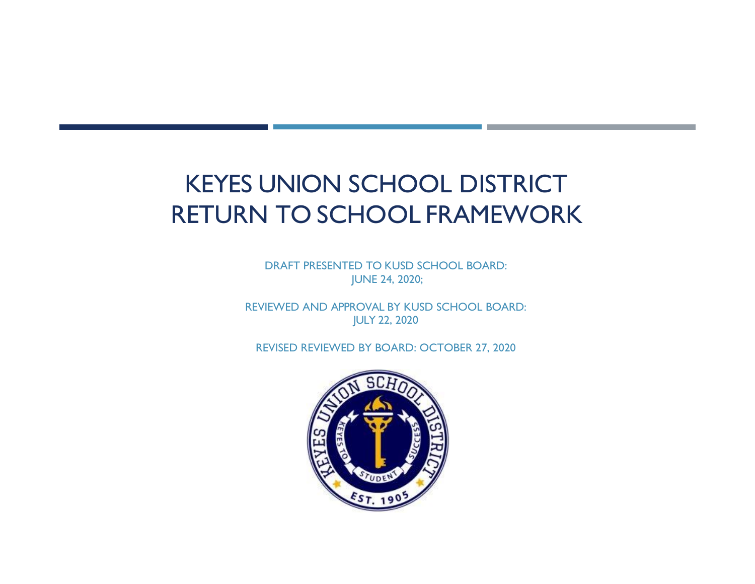# KEYES UNION SCHOOL DISTRICT RETURN TO SCHOOL FRAMEWORK

DRAFT PRESENTED TO KUSD SCHOOL BOARD:
JUNE 24, 2020;

REVIEWED AND APPROVAL BY KUSD SCHOOL BOARD:
JULY 22, 2020

REVISED REVIEWED BY BOARD: OCTOBER 27, 2020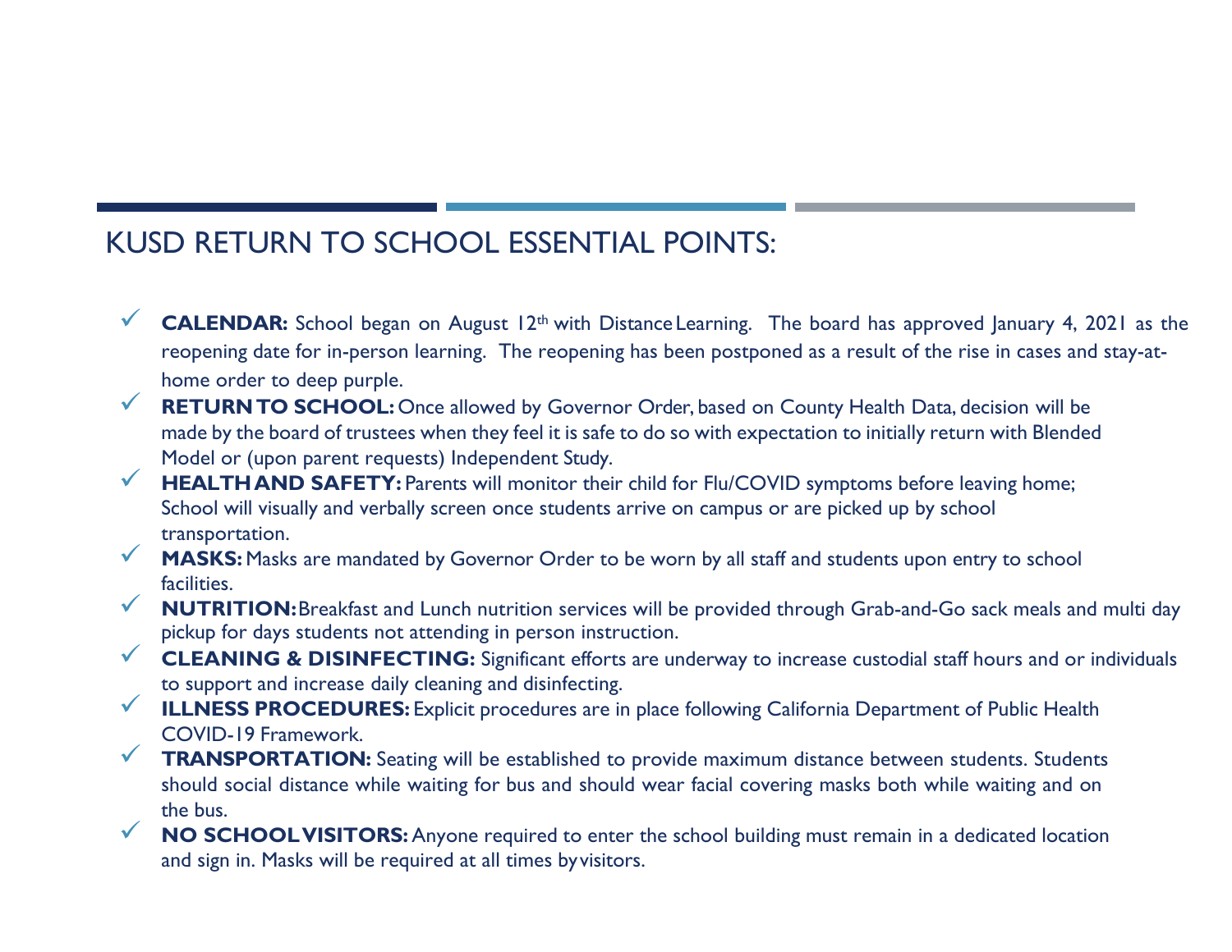# KUSD RETURN TO SCHOOL ESSENTIAL POINTS:

- ✓ **CALENDAR:** School began on August 12th with Distance Learning. The board has approved January 4, 2021 as the reopening date for in-person learning. The reopening has been postponed as a result of the rise in cases and stay-at-home order to deep purple.
- ✓ **RETURN TO SCHOOL:** Once allowed by Governor Order, based on County Health Data, decision will be made by the board of trustees when they feel it is safe to do so with expectation to initially return with Blended Model or (upon parent requests) Independent Study.
- ✓ **HEALTH AND SAFETY:** Parents will monitor their child for Flu/COVID symptoms before leaving home; School will visually and verbally screen once students arrive on campus or are picked up by school transportation.
- ✓ **MASKS:** Masks are mandated by Governor Order to be worn by all staff and students upon entry to school facilities.
- ✓ **NUTRITION:** Breakfast and Lunch nutrition services will be provided through Grab-and-Go sack meals and multi day pickup for days students not attending in person instruction.
- ✓ **CLEANING & DISINFECTING:** Significant efforts are underway to increase custodial staff hours and or individuals to support and increase daily cleaning and disinfecting.
- ✓ **ILLNESS PROCEDURES:** Explicit procedures are in place following California Department of Public Health COVID-19 Framework.
- ✓ **TRANSPORTATION:** Seating will be established to provide maximum distance between students. Students should social distance while waiting for bus and should wear facial covering masks both while waiting and on the bus.
- ✓ **NO SCHOOL VISITORS:** Anyone required to enter the school building must remain in a dedicated location and sign in. Masks will be required at all times by visitors.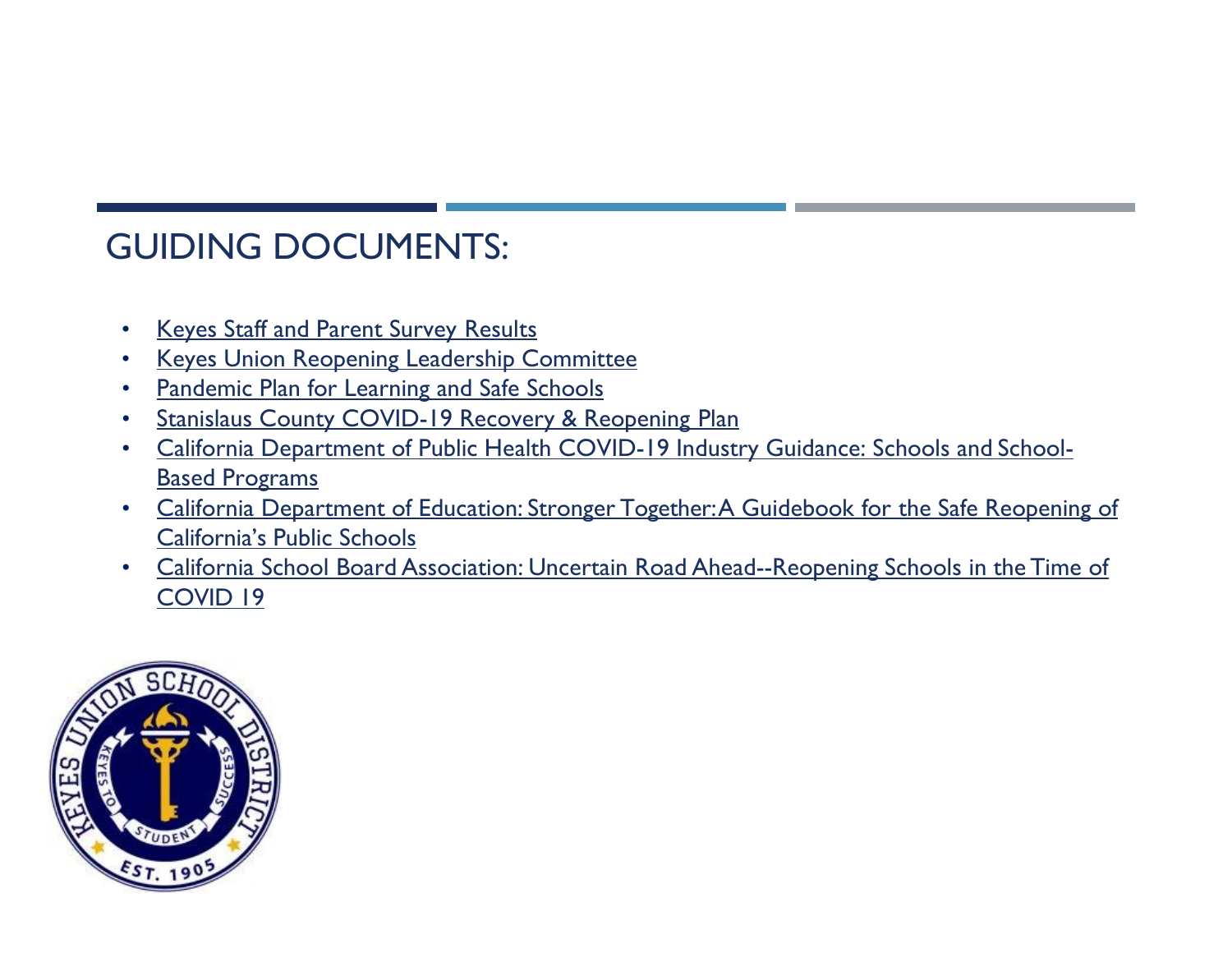# GUIDING DOCUMENTS:

- Keyes Staff and Parent Survey Results
- Keyes Union Reopening Leadership Committee
- Pandemic Plan for Learning and Safe Schools
- Stanislaus County COVID-19 Recovery & Reopening Plan
- California Department of Public Health COVID-19 Industry Guidance: Schools and School-Based Programs
- California Department of Education: Stronger Together: A Guidebook for the Safe Reopening of California's Public Schools
- California School Board Association: Uncertain Road Ahead--Reopening Schools in the Time of COVID 19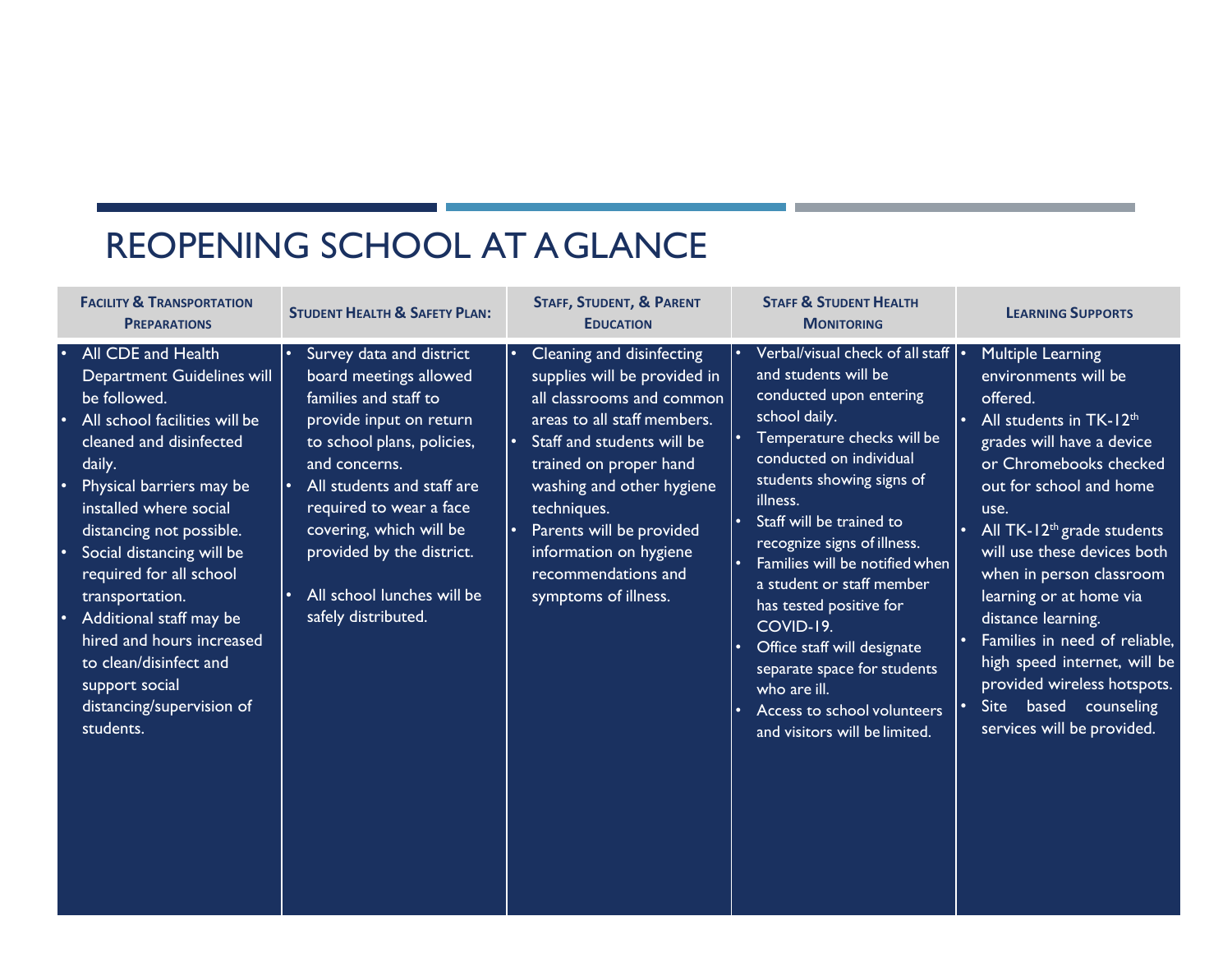# REOPENING SCHOOL AT A GLANCE

| Facility & Transportation Preparations | Student Health & Safety Plan: | Staff, Student, & Parent Education | Staff & Student Health Monitoring | Learning Supports |
|---|---|---|---|---|
| • All CDE and Health Department Guidelines will be followed.<br>• All school facilities will be cleaned and disinfected daily.<br>• Physical barriers may be installed where social distancing not possible.<br>• Social distancing will be required for all school transportation.<br>• Additional staff may be hired and hours increased to clean/disinfect and support social distancing/supervision of students. | • Survey data and district board meetings allowed families and staff to provide input on return to school plans, policies, and concerns.<br>• All students and staff are required to wear a face covering, which will be provided by the district.<br>• All school lunches will be safely distributed. | • Cleaning and disinfecting supplies will be provided in all classrooms and common areas to all staff members.<br>• Staff and students will be trained on proper hand washing and other hygiene techniques.<br>• Parents will be provided information on hygiene recommendations and symptoms of illness. | • Verbal/visual check of all staff and students will be conducted upon entering school daily.<br>• Temperature checks will be conducted on individual students showing signs of illness.<br>• Staff will be trained to recognize signs of illness.<br>• Families will be notified when a student or staff member has tested positive for COVID-19.<br>• Office staff will designate separate space for students who are ill.<br>• Access to school volunteers and visitors will be limited. | • Multiple Learning environments will be offered.<br>• All students in TK-12th grades will have a device or Chromebooks checked out for school and home use.<br>• All TK-12th grade students will use these devices both when in person classroom learning or at home via distance learning.<br>• Families in need of reliable, high speed internet, will be provided wireless hotspots.<br>• Site based counseling services will be provided. |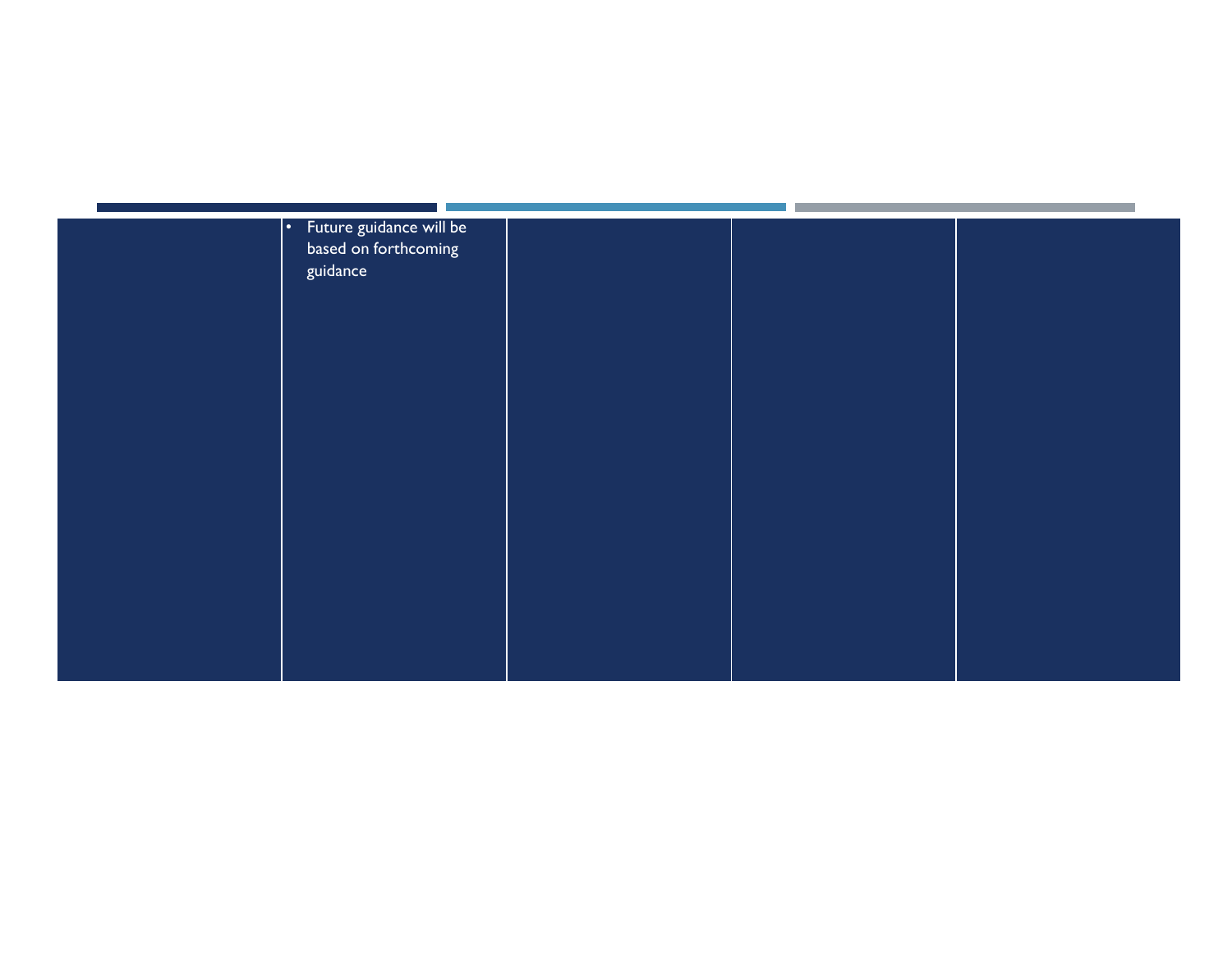| | | | | |
|---|---|---|---|---|
| | • Future guidance will be based on forthcoming guidance | | | |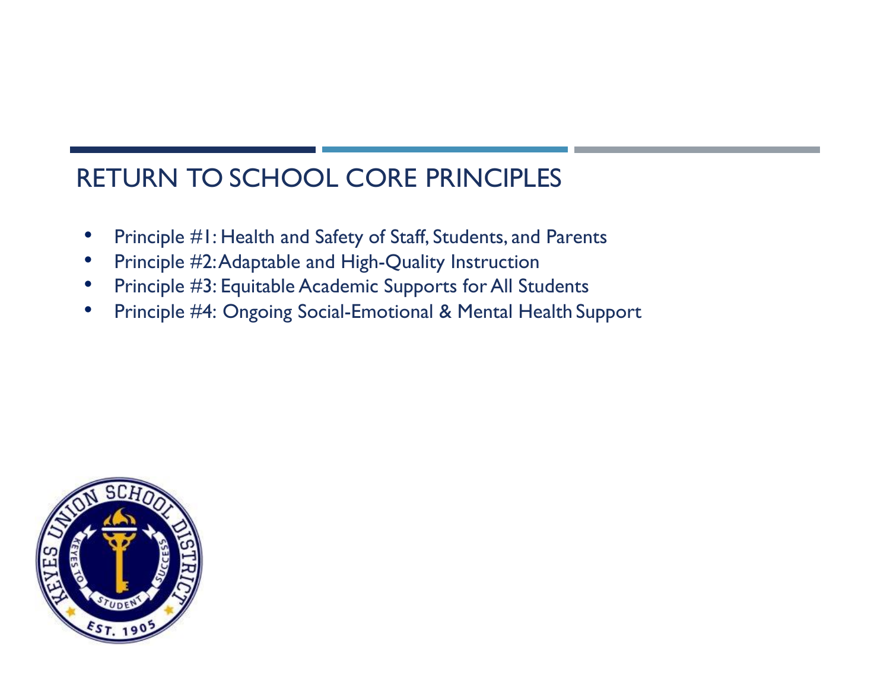# RETURN TO SCHOOL CORE PRINCIPLES

- Principle #1: Health and Safety of Staff, Students, and Parents
- Principle #2: Adaptable and High-Quality Instruction
- Principle #3: Equitable Academic Supports for All Students
- Principle #4: Ongoing Social-Emotional & Mental Health Support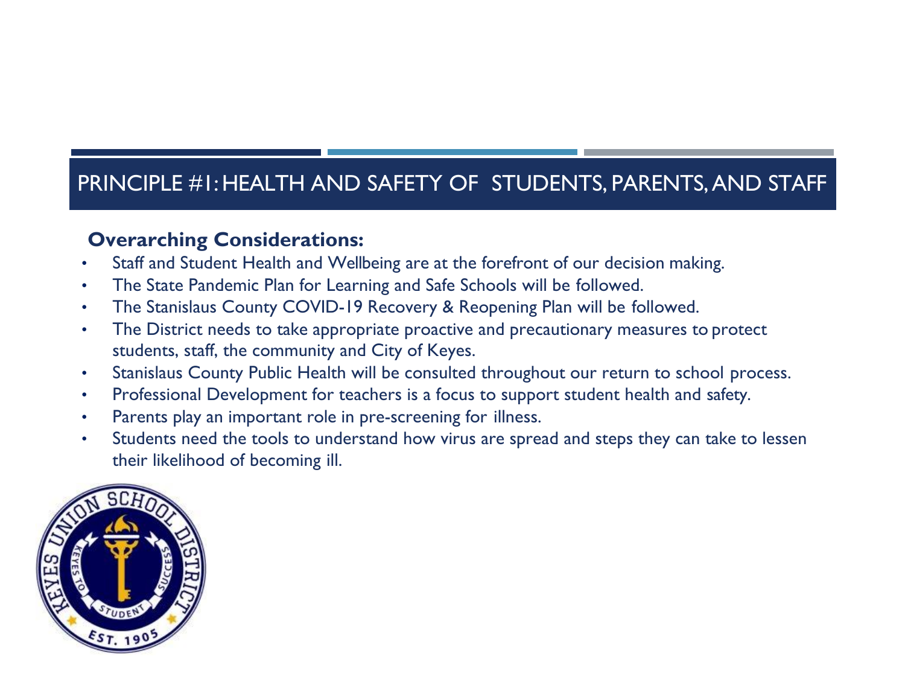# PRINCIPLE #1: HEALTH AND SAFETY OF STUDENTS, PARENTS, AND STAFF

**Overarching Considerations:**

- Staff and Student Health and Wellbeing are at the forefront of our decision making.
- The State Pandemic Plan for Learning and Safe Schools will be followed.
- The Stanislaus County COVID-19 Recovery & Reopening Plan will be followed.
- The District needs to take appropriate proactive and precautionary measures to protect students, staff, the community and City of Keyes.
- Stanislaus County Public Health will be consulted throughout our return to school process.
- Professional Development for teachers is a focus to support student health and safety.
- Parents play an important role in pre-screening for illness.
- Students need the tools to understand how virus are spread and steps they can take to lessen their likelihood of becoming ill.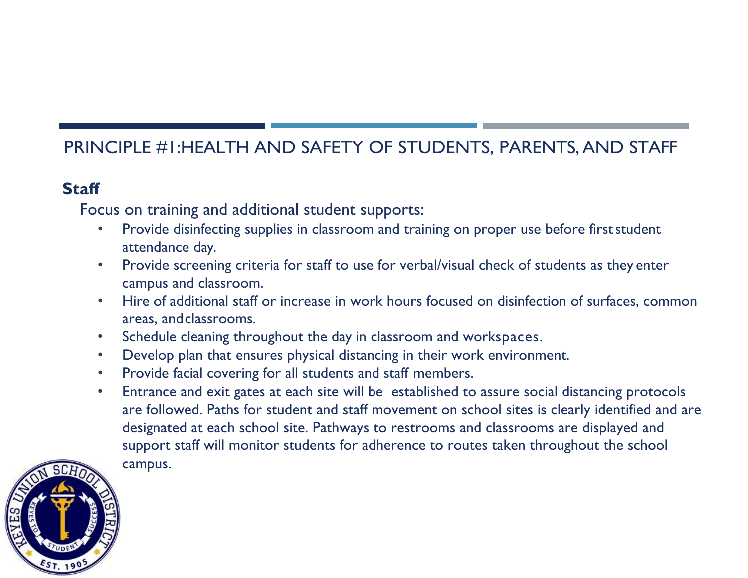## PRINCIPLE #1:HEALTH AND SAFETY OF STUDENTS, PARENTS, AND STAFF

**Staff**

Focus on training and additional student supports:

- Provide disinfecting supplies in classroom and training on proper use before first student attendance day.
- Provide screening criteria for staff to use for verbal/visual check of students as they enter campus and classroom.
- Hire of additional staff or increase in work hours focused on disinfection of surfaces, common areas, and classrooms.
- Schedule cleaning throughout the day in classroom and workspaces.
- Develop plan that ensures physical distancing in their work environment.
- Provide facial covering for all students and staff members.
- Entrance and exit gates at each site will be established to assure social distancing protocols are followed. Paths for student and staff movement on school sites is clearly identified and are designated at each school site. Pathways to restrooms and classrooms are displayed and support staff will monitor students for adherence to routes taken throughout the school campus.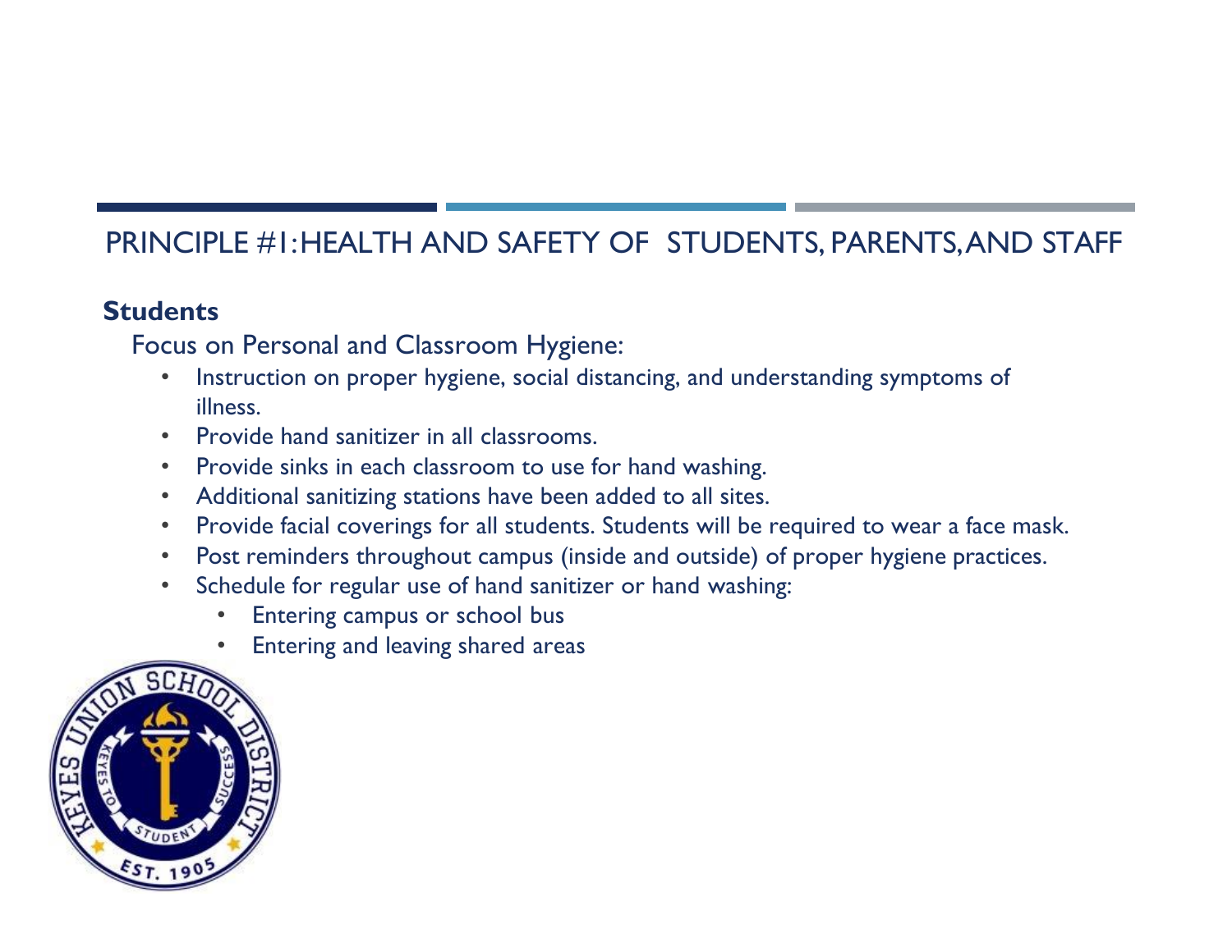# PRINCIPLE #1: HEALTH AND SAFETY OF STUDENTS, PARENTS, AND STAFF

**Students**

Focus on Personal and Classroom Hygiene:

- Instruction on proper hygiene, social distancing, and understanding symptoms of illness.
- Provide hand sanitizer in all classrooms.
- Provide sinks in each classroom to use for hand washing.
- Additional sanitizing stations have been added to all sites.
- Provide facial coverings for all students. Students will be required to wear a face mask.
- Post reminders throughout campus (inside and outside) of proper hygiene practices.
- Schedule for regular use of hand sanitizer or hand washing:
  - Entering campus or school bus
  - Entering and leaving shared areas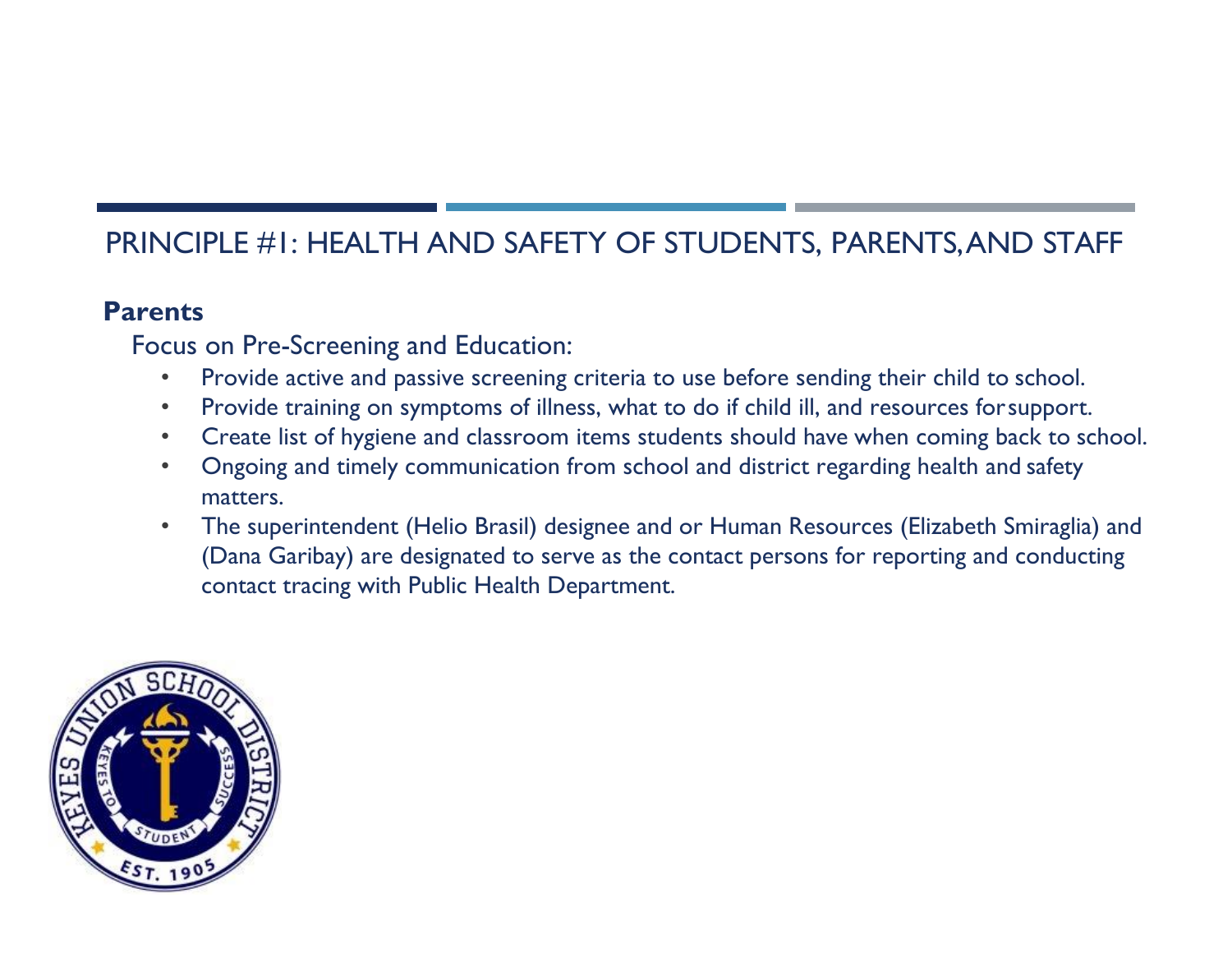## PRINCIPLE #1: HEALTH AND SAFETY OF STUDENTS, PARENTS, AND STAFF

**Parents**

Focus on Pre-Screening and Education:

- Provide active and passive screening criteria to use before sending their child to school.
- Provide training on symptoms of illness, what to do if child ill, and resources for support.
- Create list of hygiene and classroom items students should have when coming back to school.
- Ongoing and timely communication from school and district regarding health and safety matters.
- The superintendent (Helio Brasil) designee and or Human Resources (Elizabeth Smiraglia) and (Dana Garibay) are designated to serve as the contact persons for reporting and conducting contact tracing with Public Health Department.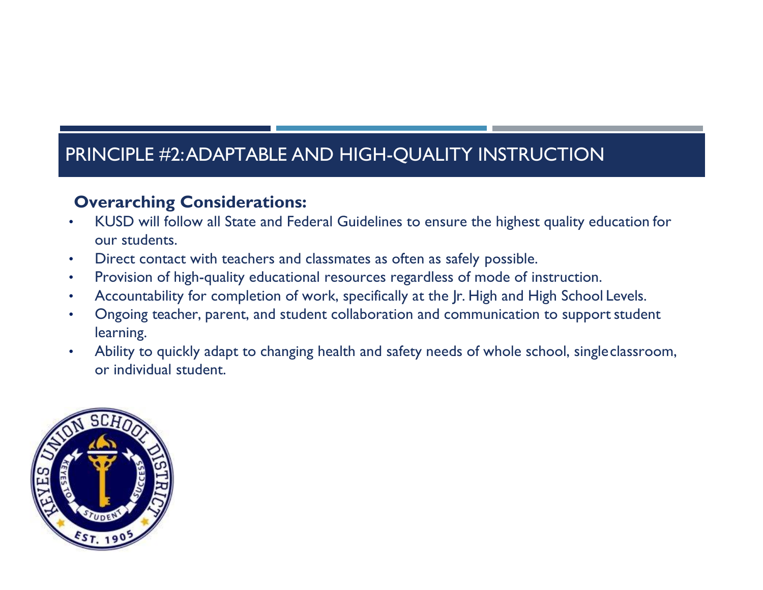# PRINCIPLE #2: ADAPTABLE AND HIGH-QUALITY INSTRUCTION

**Overarching Considerations:**

- KUSD will follow all State and Federal Guidelines to ensure the highest quality education for our students.
- Direct contact with teachers and classmates as often as safely possible.
- Provision of high-quality educational resources regardless of mode of instruction.
- Accountability for completion of work, specifically at the Jr. High and High School Levels.
- Ongoing teacher, parent, and student collaboration and communication to support student learning.
- Ability to quickly adapt to changing health and safety needs of whole school, single classroom, or individual student.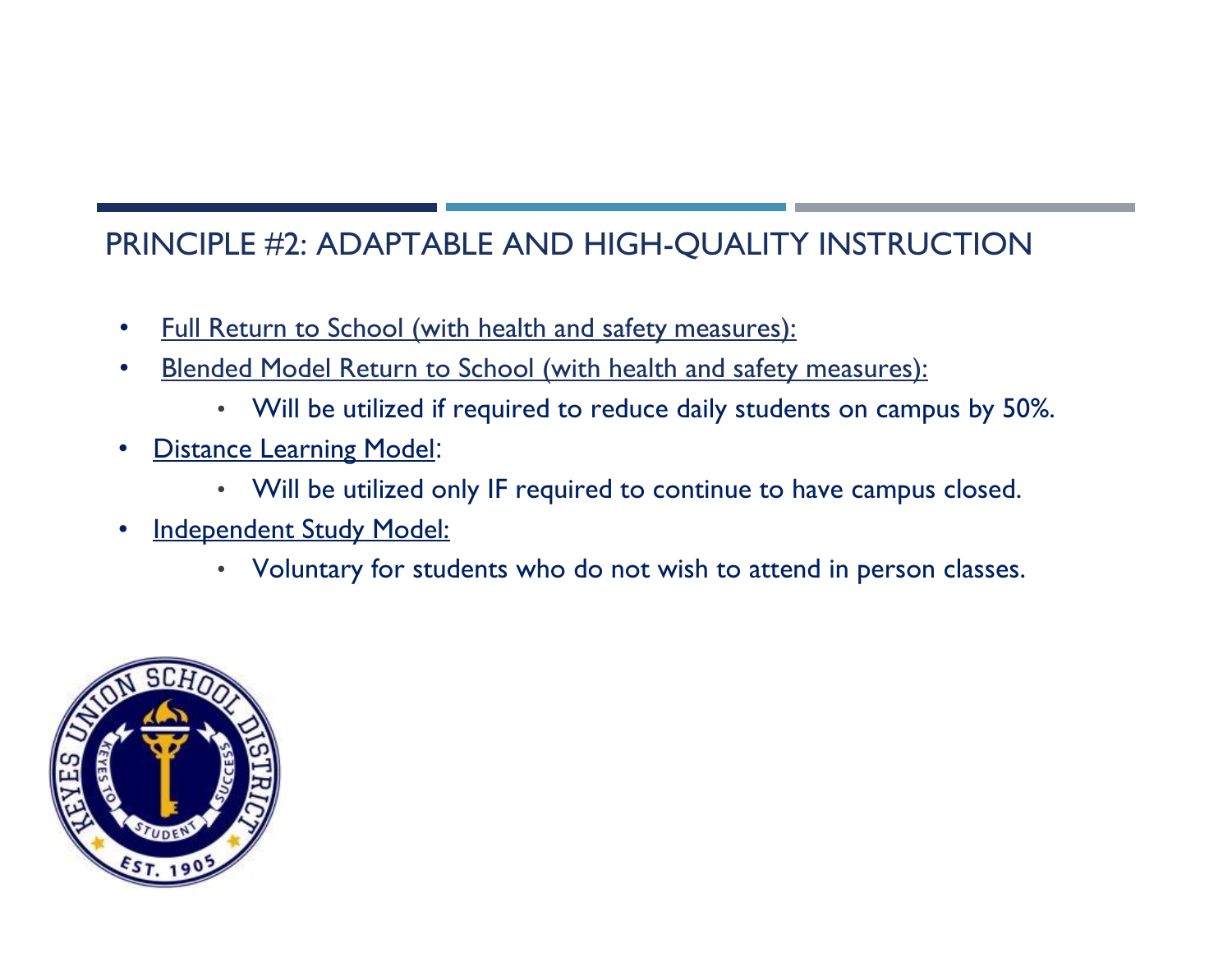## PRINCIPLE #2: ADAPTABLE AND HIGH-QUALITY INSTRUCTION

- Full Return to School (with health and safety measures):
- Blended Model Return to School (with health and safety measures):
  - Will be utilized if required to reduce daily students on campus by 50%.
- Distance Learning Model:
  - Will be utilized only IF required to continue to have campus closed.
- Independent Study Model:
  - Voluntary for students who do not wish to attend in person classes.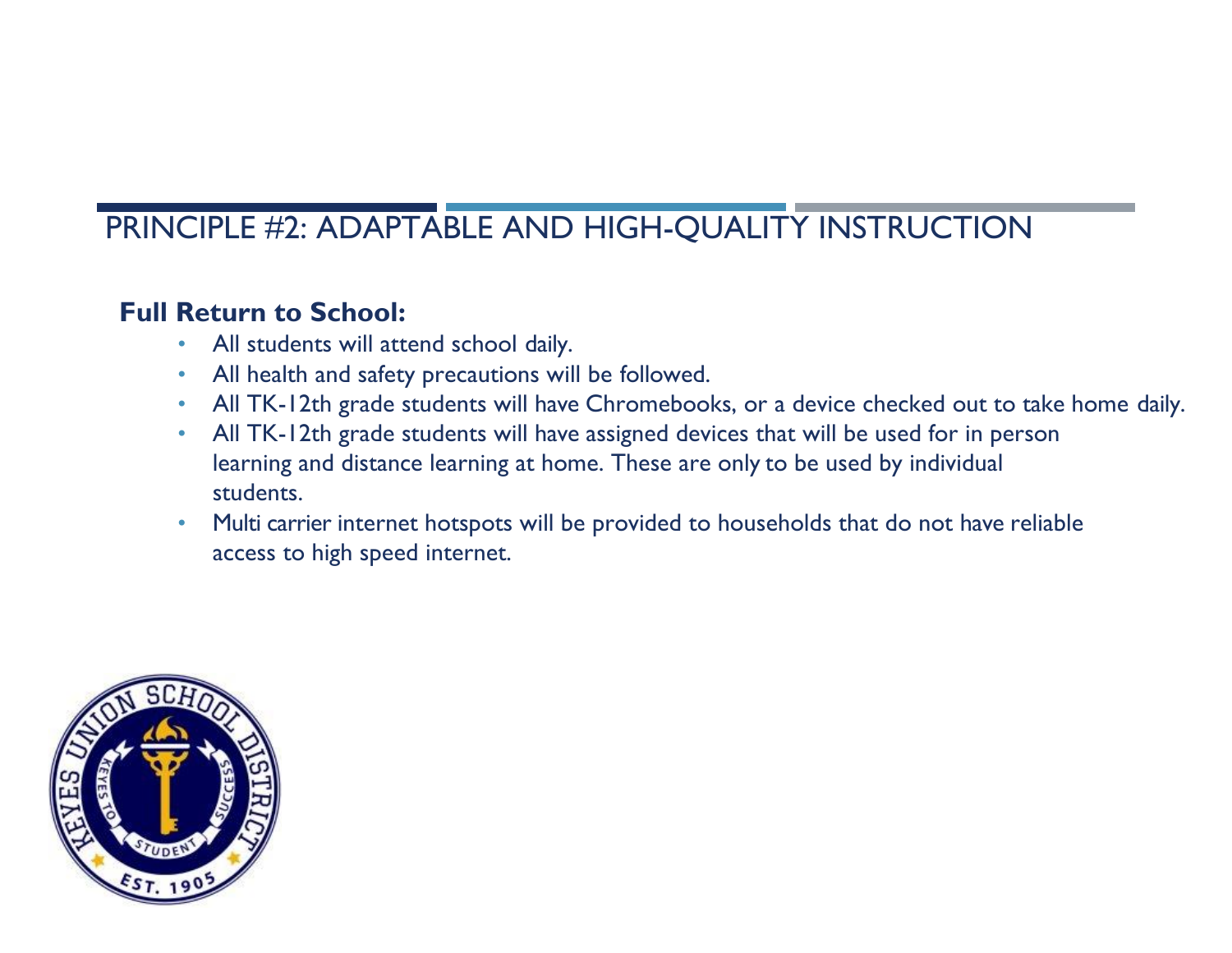# PRINCIPLE #2: ADAPTABLE AND HIGH-QUALITY INSTRUCTION

**Full Return to School:**

- All students will attend school daily.
- All health and safety precautions will be followed.
- All TK-12th grade students will have Chromebooks, or a device checked out to take home daily.
- All TK-12th grade students will have assigned devices that will be used for in person learning and distance learning at home. These are only to be used by individual students.
- Multi carrier internet hotspots will be provided to households that do not have reliable access to high speed internet.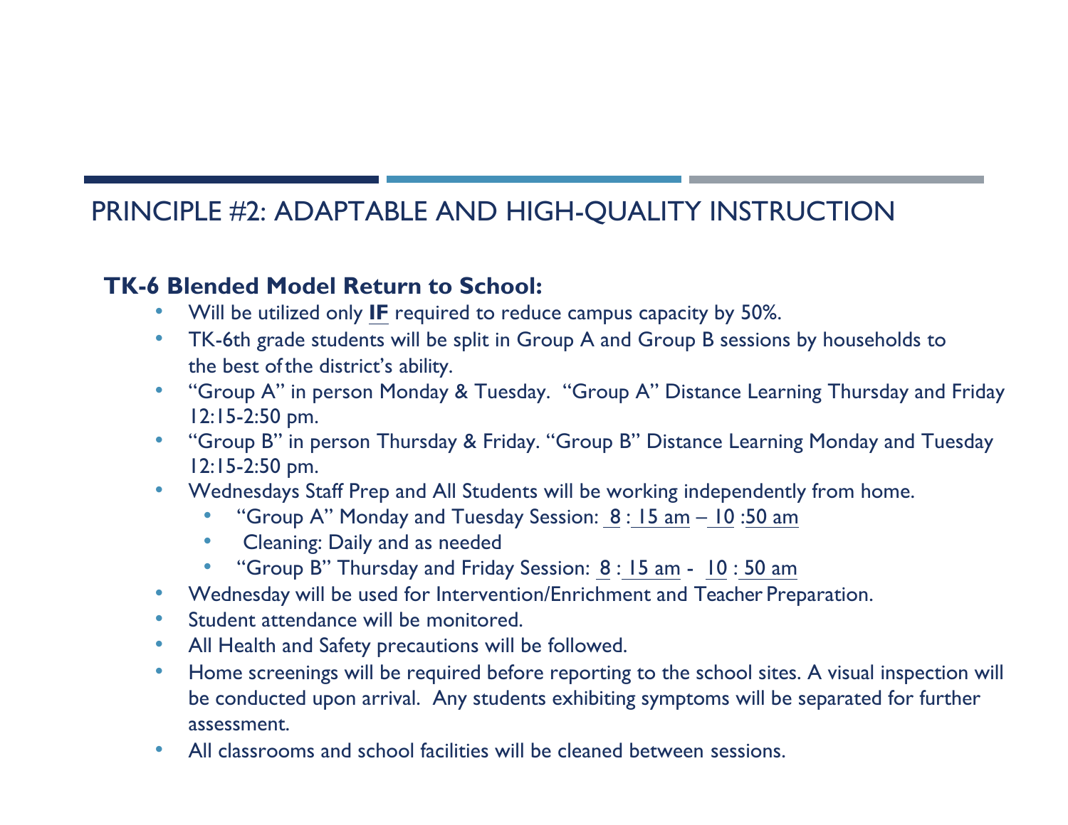# PRINCIPLE #2: ADAPTABLE AND HIGH-QUALITY INSTRUCTION

**TK-6 Blended Model Return to School:**

- Will be utilized only **IF** required to reduce campus capacity by 50%.
- TK-6th grade students will be split in Group A and Group B sessions by households to the best of the district's ability.
- "Group A" in person Monday & Tuesday. "Group A" Distance Learning Thursday and Friday 12:15-2:50 pm.
- "Group B" in person Thursday & Friday. "Group B" Distance Learning Monday and Tuesday 12:15-2:50 pm.
- Wednesdays Staff Prep and All Students will be working independently from home.
  - "Group A" Monday and Tuesday Session: 8 : 15 am – 10 :50 am
  - Cleaning: Daily and as needed
  - "Group B" Thursday and Friday Session: 8 : 15 am - 10 : 50 am
- Wednesday will be used for Intervention/Enrichment and Teacher Preparation.
- Student attendance will be monitored.
- All Health and Safety precautions will be followed.
- Home screenings will be required before reporting to the school sites. A visual inspection will be conducted upon arrival. Any students exhibiting symptoms will be separated for further assessment.
- All classrooms and school facilities will be cleaned between sessions.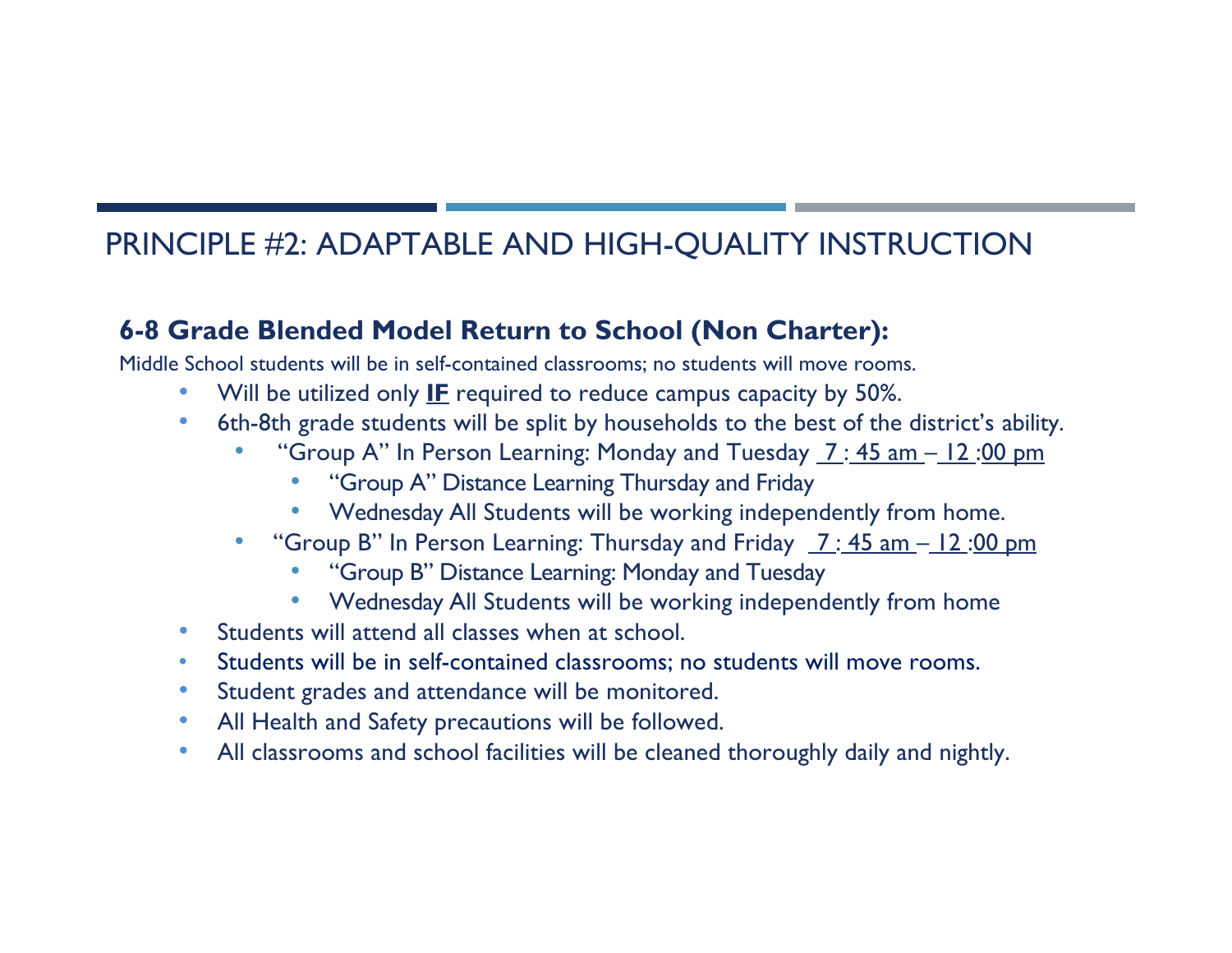# PRINCIPLE #2: ADAPTABLE AND HIGH-QUALITY INSTRUCTION

## 6-8 Grade Blended Model Return to School (Non Charter):

Middle School students will be in self-contained classrooms; no students will move rooms.

- Will be utilized only **IF** required to reduce campus capacity by 50%.
- 6th-8th grade students will be split by households to the best of the district's ability.
  - "Group A" In Person Learning: Monday and Tuesday 7 : 45 am – 12 :00 pm
    - "Group A" Distance Learning Thursday and Friday
    - Wednesday All Students will be working independently from home.
  - "Group B" In Person Learning: Thursday and Friday 7 : 45 am – 12 :00 pm
    - "Group B" Distance Learning: Monday and Tuesday
    - Wednesday All Students will be working independently from home
- Students will attend all classes when at school.
- Students will be in self-contained classrooms; no students will move rooms.
- Student grades and attendance will be monitored.
- All Health and Safety precautions will be followed.
- All classrooms and school facilities will be cleaned thoroughly daily and nightly.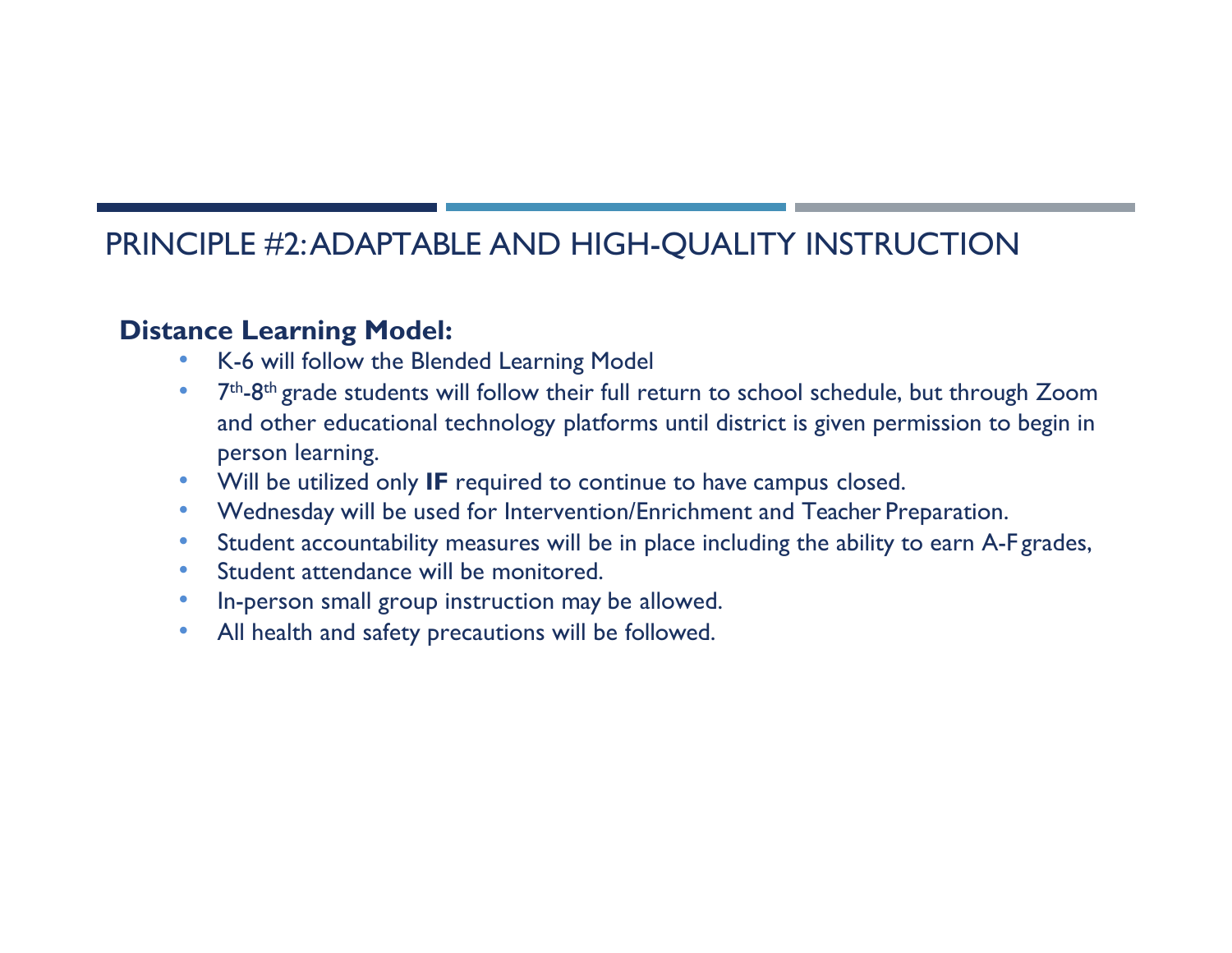## PRINCIPLE #2: ADAPTABLE AND HIGH-QUALITY INSTRUCTION

**Distance Learning Model:**

- K-6 will follow the Blended Learning Model
- 7th-8th grade students will follow their full return to school schedule, but through Zoom and other educational technology platforms until district is given permission to begin in person learning.
- Will be utilized only **IF** required to continue to have campus closed.
- Wednesday will be used for Intervention/Enrichment and Teacher Preparation.
- Student accountability measures will be in place including the ability to earn A-F grades,
- Student attendance will be monitored.
- In-person small group instruction may be allowed.
- All health and safety precautions will be followed.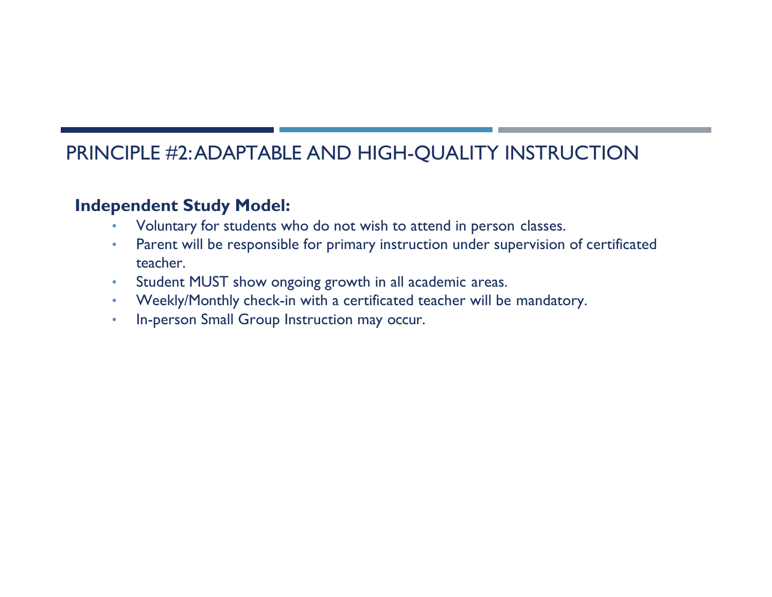# PRINCIPLE #2: ADAPTABLE AND HIGH-QUALITY INSTRUCTION

**Independent Study Model:**

- Voluntary for students who do not wish to attend in person classes.
- Parent will be responsible for primary instruction under supervision of certificated teacher.
- Student MUST show ongoing growth in all academic areas.
- Weekly/Monthly check-in with a certificated teacher will be mandatory.
- In-person Small Group Instruction may occur.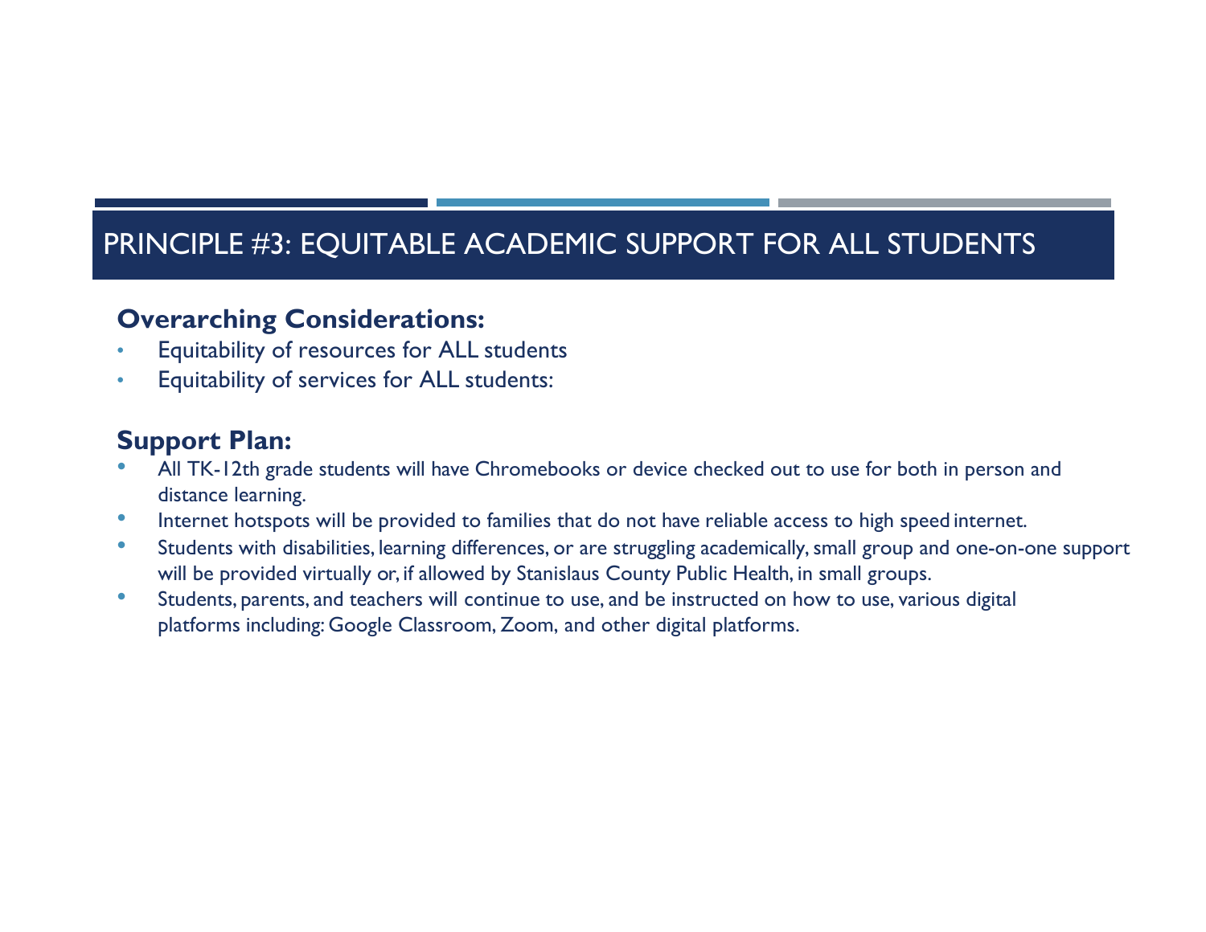# PRINCIPLE #3: EQUITABLE ACADEMIC SUPPORT FOR ALL STUDENTS

**Overarching Considerations:**

- Equitability of resources for ALL students
- Equitability of services for ALL students:

**Support Plan:**

- All TK-12th grade students will have Chromebooks or device checked out to use for both in person and distance learning.
- Internet hotspots will be provided to families that do not have reliable access to high speed internet.
- Students with disabilities, learning differences, or are struggling academically, small group and one-on-one support will be provided virtually or, if allowed by Stanislaus County Public Health, in small groups.
- Students, parents, and teachers will continue to use, and be instructed on how to use, various digital platforms including: Google Classroom, Zoom, and other digital platforms.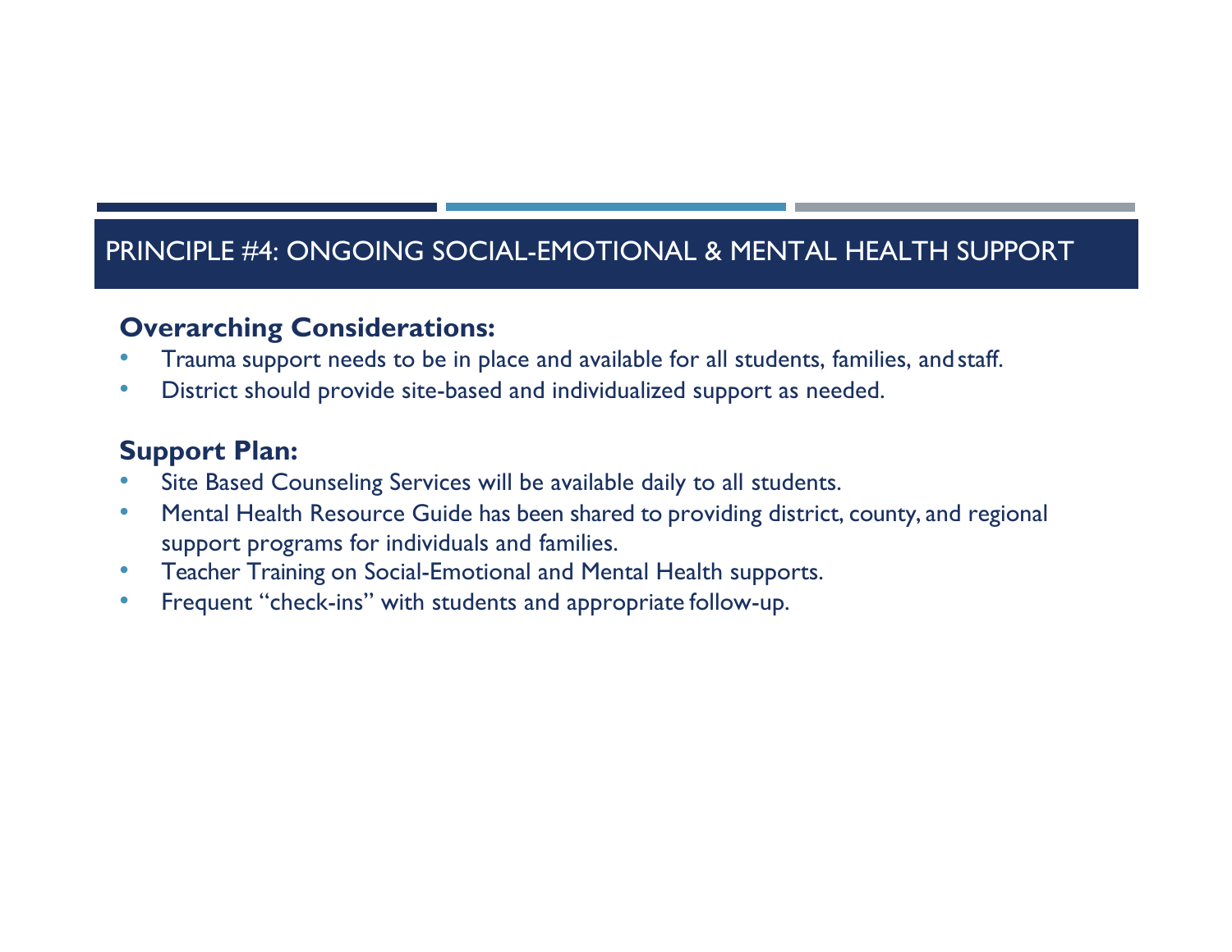# PRINCIPLE #4: ONGOING SOCIAL-EMOTIONAL & MENTAL HEALTH SUPPORT

**Overarching Considerations:**

- Trauma support needs to be in place and available for all students, families, and staff.
- District should provide site-based and individualized support as needed.

**Support Plan:**

- Site Based Counseling Services will be available daily to all students.
- Mental Health Resource Guide has been shared to providing district, county, and regional support programs for individuals and families.
- Teacher Training on Social-Emotional and Mental Health supports.
- Frequent "check-ins" with students and appropriate follow-up.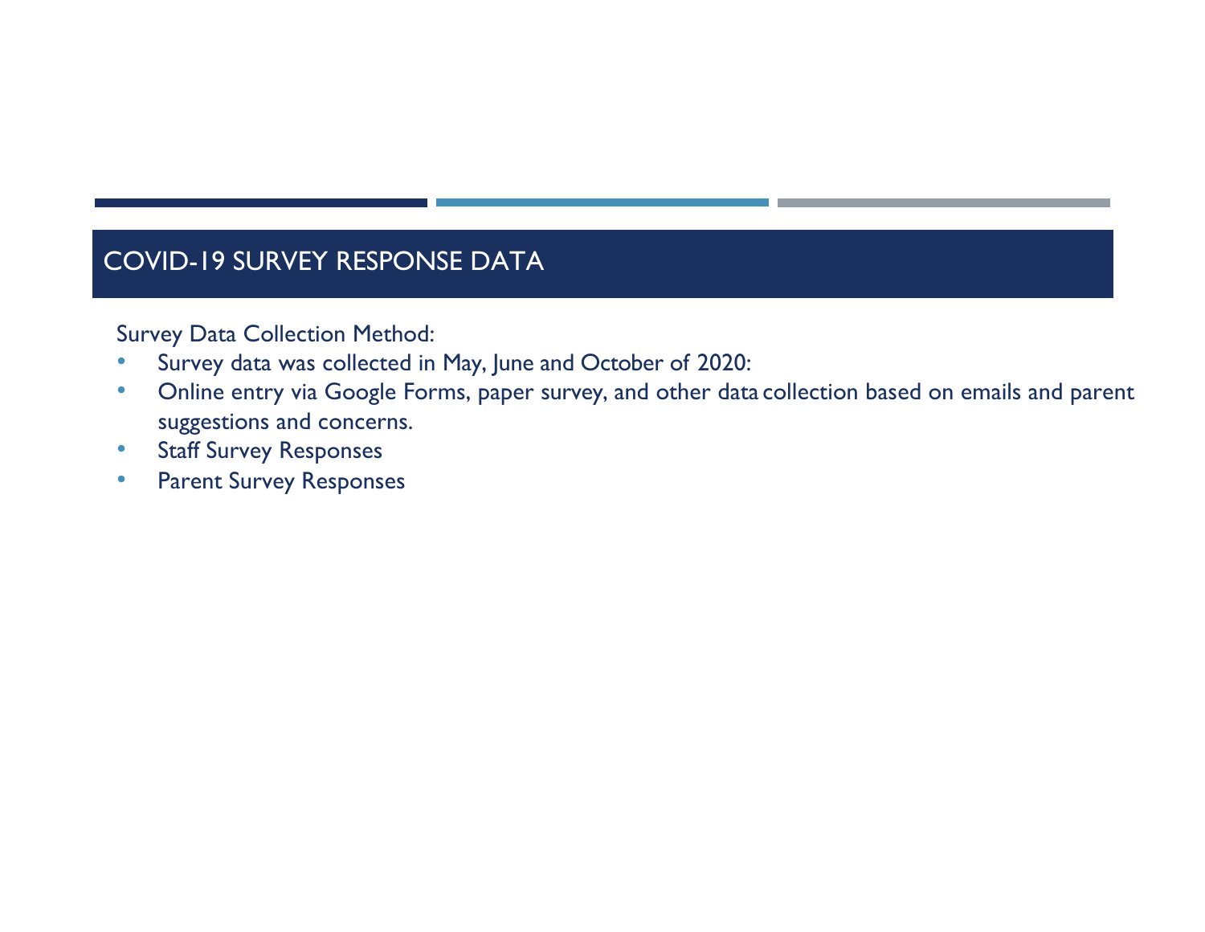# COVID-19 SURVEY RESPONSE DATA

Survey Data Collection Method:

- Survey data was collected in May, June and October of 2020:
- Online entry via Google Forms, paper survey, and other data collection based on emails and parent suggestions and concerns.
- Staff Survey Responses
- Parent Survey Responses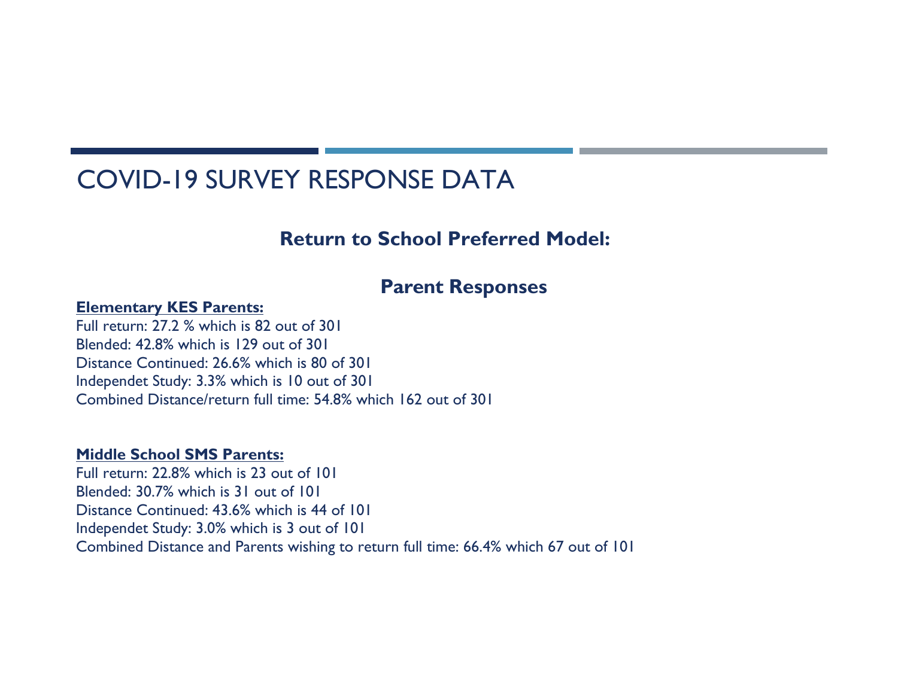# COVID-19 SURVEY RESPONSE DATA

## Return to School Preferred Model:

## Parent Responses

**Elementary KES Parents:**

Full return: 27.2 % which is 82 out of 301
Blended: 42.8% which is 129 out of 301
Distance Continued: 26.6% which is 80 of 301
Independet Study: 3.3% which is 10 out of 301
Combined Distance/return full time: 54.8% which 162 out of 301

**Middle School SMS Parents:**

Full return: 22.8% which is 23 out of 101
Blended: 30.7% which is 31 out of 101
Distance Continued: 43.6% which is 44 of 101
Independet Study: 3.0% which is 3 out of 101
Combined Distance and Parents wishing to return full time: 66.4% which 67 out of 101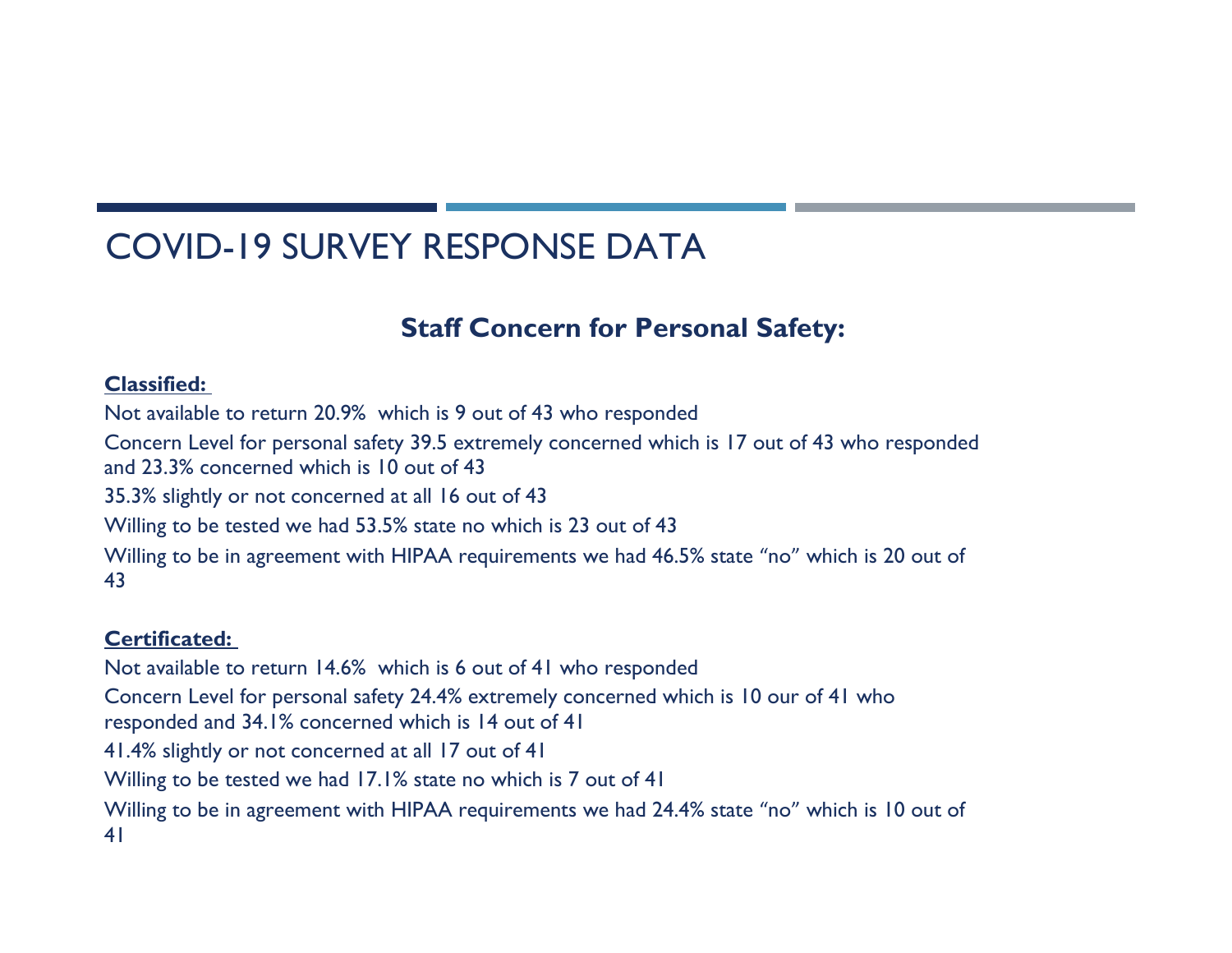# COVID-19 SURVEY RESPONSE DATA

## Staff Concern for Personal Safety:

**Classified:**

Not available to return 20.9%  which is 9 out of 43 who responded

Concern Level for personal safety 39.5 extremely concerned which is 17 out of 43 who responded and 23.3% concerned which is 10 out of 43

35.3% slightly or not concerned at all 16 out of 43

Willing to be tested we had 53.5% state no which is 23 out of 43

Willing to be in agreement with HIPAA requirements we had 46.5% state "no" which is 20 out of 43

**Certificated:**

Not available to return 14.6%  which is 6 out of 41 who responded

Concern Level for personal safety 24.4% extremely concerned which is 10 our of 41 who responded and 34.1% concerned which is 14 out of 41

41.4% slightly or not concerned at all 17 out of 41

Willing to be tested we had 17.1% state no which is 7 out of 41

Willing to be in agreement with HIPAA requirements we had 24.4% state "no" which is 10 out of 41